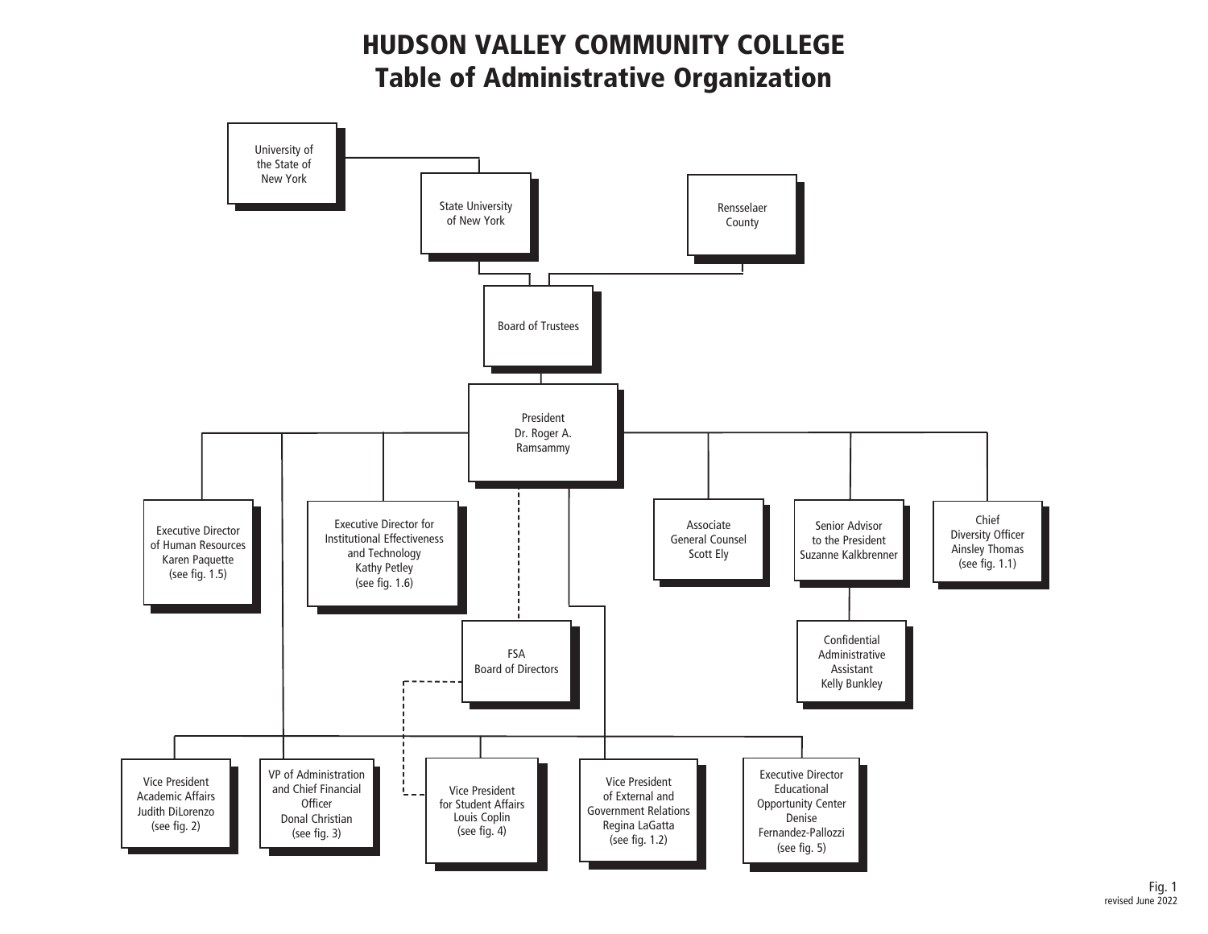# HUDSON VALLEY COMMUNITY COLLEGE
## Table of Administrative Organization

- University of the State of New York
  - State University of New York
- Rensselaer County
- Board of Trustees
- President — Dr. Roger A. Ramsammy
  - Executive Director of Human Resources — Karen Paquette (see fig. 1.5)
  - Executive Director for Institutional Effectiveness and Technology — Kathy Petley (see fig. 1.6)
  - FSA Board of Directors
  - Associate General Counsel — Scott Ely
  - Senior Advisor to the President — Suzanne Kalkbrenner
    - Confidential Administrative Assistant — Kelly Bunkley
  - Chief Diversity Officer — Ainsley Thomas (see fig. 1.1)
  - Vice President Academic Affairs — Judith DiLorenzo (see fig. 2)
  - VP of Administration and Chief Financial Officer — Donal Christian (see fig. 3)
  - Vice President for Student Affairs — Louis Coplin (see fig. 4)
  - Vice President of External and Government Relations — Regina LaGatta (see fig. 1.2)
  - Executive Director Educational Opportunity Center — Denise Fernandez-Pallozzi (see fig. 5)

Fig. 1
revised June 2022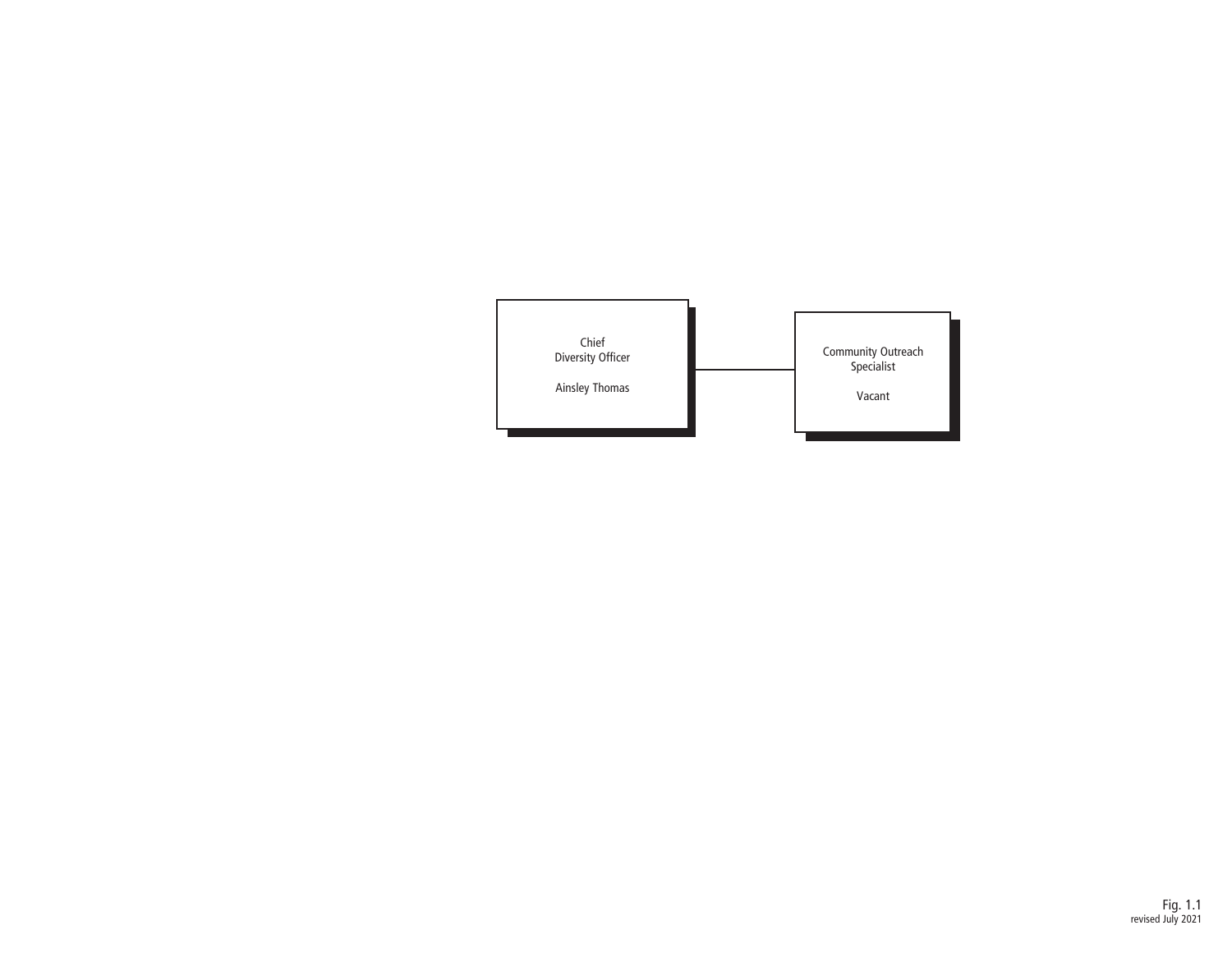Chief
Diversity Officer

Ainsley Thomas

Community Outreach
Specialist

Vacant

Fig. 1.1
revised July 2021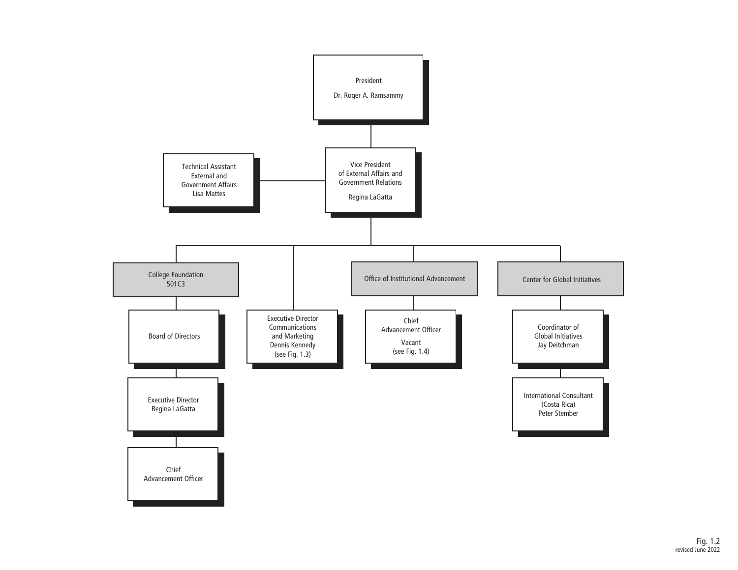- President
  Dr. Roger A. Ramsammy
  - Vice President of External Affairs and Government Relations
    Regina LaGatta
    - Technical Assistant External and Government Affairs
      Lisa Mattes
    - College Foundation 501C3
      - Board of Directors
        - Executive Director
          Regina LaGatta
          - Chief Advancement Officer
    - Executive Director Communications and Marketing
      Dennis Kennedy
      (see Fig. 1.3)
    - Office of Institutional Advancement
      - Chief Advancement Officer
        Vacant
        (see Fig. 1.4)
    - Center for Global Initiatives
      - Coordinator of Global Initiatives
        Jay Deitchman
        - International Consultant (Costa Rica)
          Peter Stember

Fig. 1.2
revised June 2022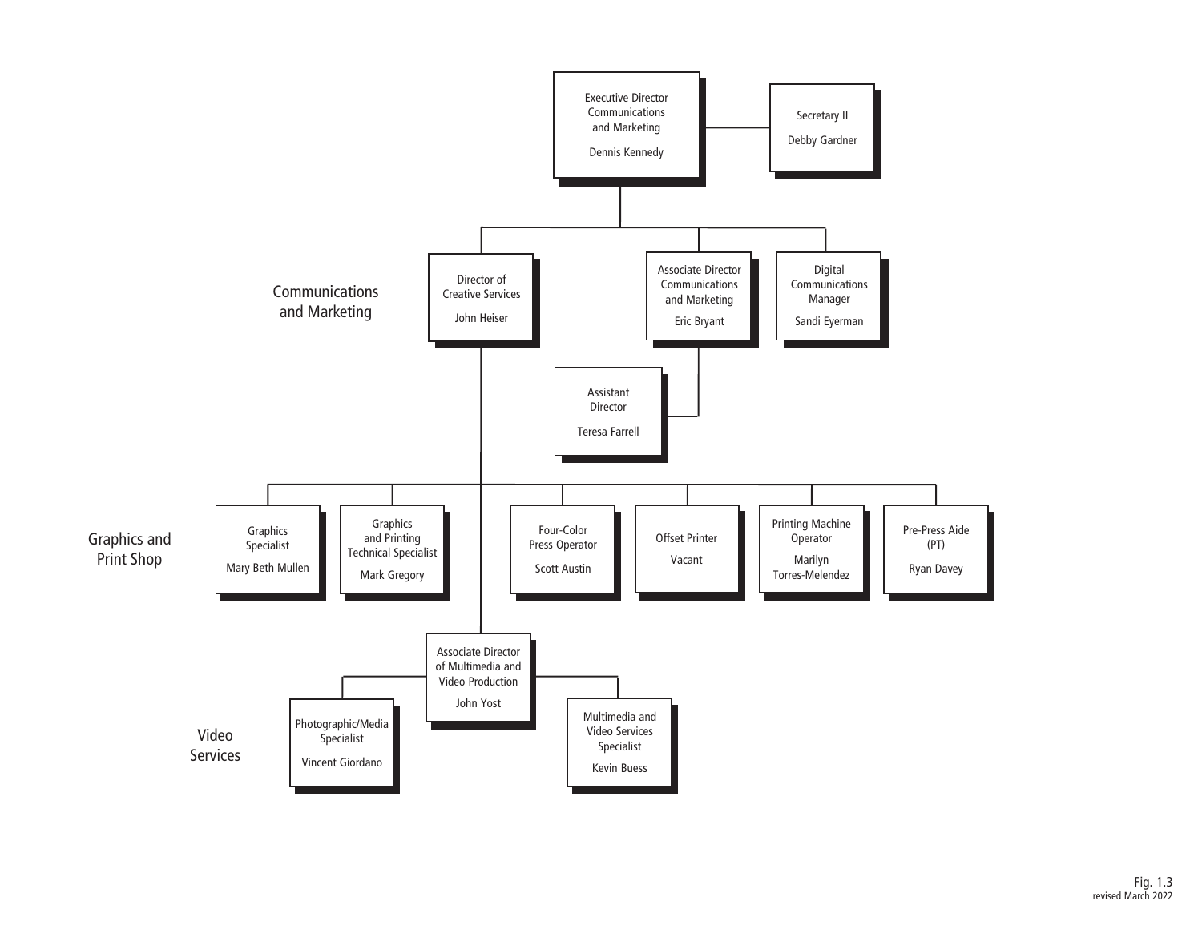**Executive Director Communications and Marketing** — Dennis Kennedy

- **Secretary II** — Debby Gardner

## Communications and Marketing

- **Director of Creative Services** — John Heiser
- **Associate Director Communications and Marketing** — Eric Bryant
  - **Assistant Director** — Teresa Farrell
- **Digital Communications Manager** — Sandi Eyerman

## Graphics and Print Shop

(Reporting to Director of Creative Services)

- **Graphics Specialist** — Mary Beth Mullen
- **Graphics and Printing Technical Specialist** — Mark Gregory
- **Four-Color Press Operator** — Scott Austin
- **Offset Printer** — Vacant
- **Printing Machine Operator** — Marilyn Torres-Melendez
- **Pre-Press Aide (PT)** — Ryan Davey

## Video Services

- **Associate Director of Multimedia and Video Production** — John Yost
  - **Photographic/Media Specialist** — Vincent Giordano
  - **Multimedia and Video Services Specialist** — Kevin Buess

Fig. 1.3
revised March 2022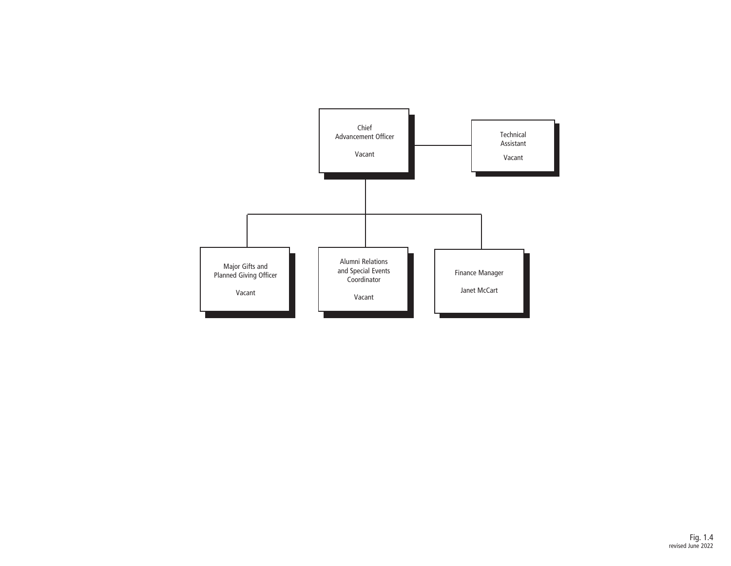Chief
Advancement Officer

Vacant

Technical
Assistant

Vacant

Major Gifts and
Planned Giving Officer

Vacant

Alumni Relations
and Special Events
Coordinator

Vacant

Finance Manager

Janet McCart

Fig. 1.4
revised June 2022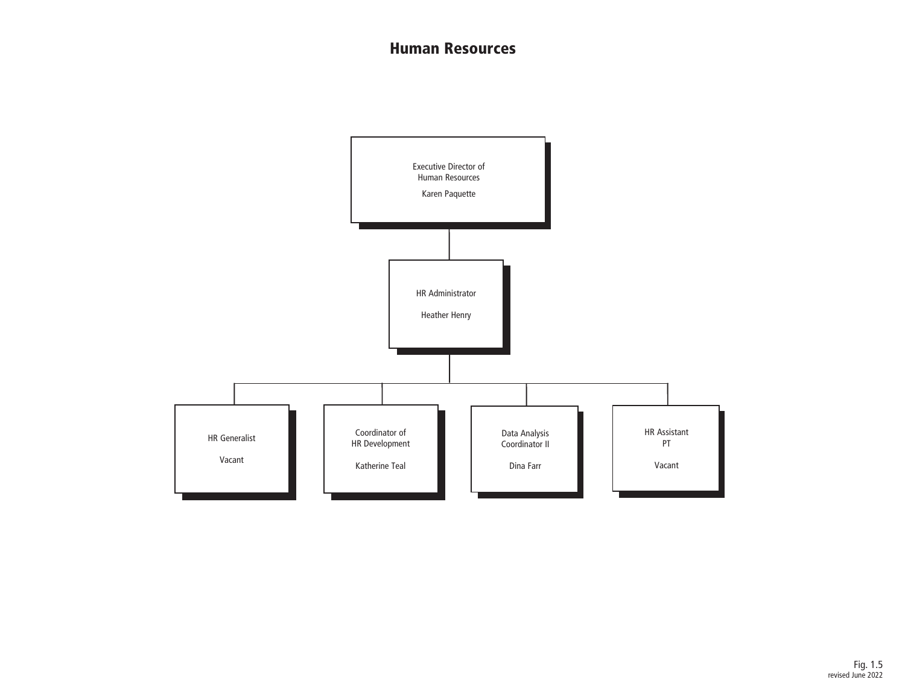# Human Resources

- Executive Director of Human Resources — Karen Paquette
  - HR Administrator — Heather Henry
    - HR Generalist — Vacant
    - Coordinator of HR Development — Katherine Teal
    - Data Analysis Coordinator II — Dina Farr
    - HR Assistant PT — Vacant

Fig. 1.5
revised June 2022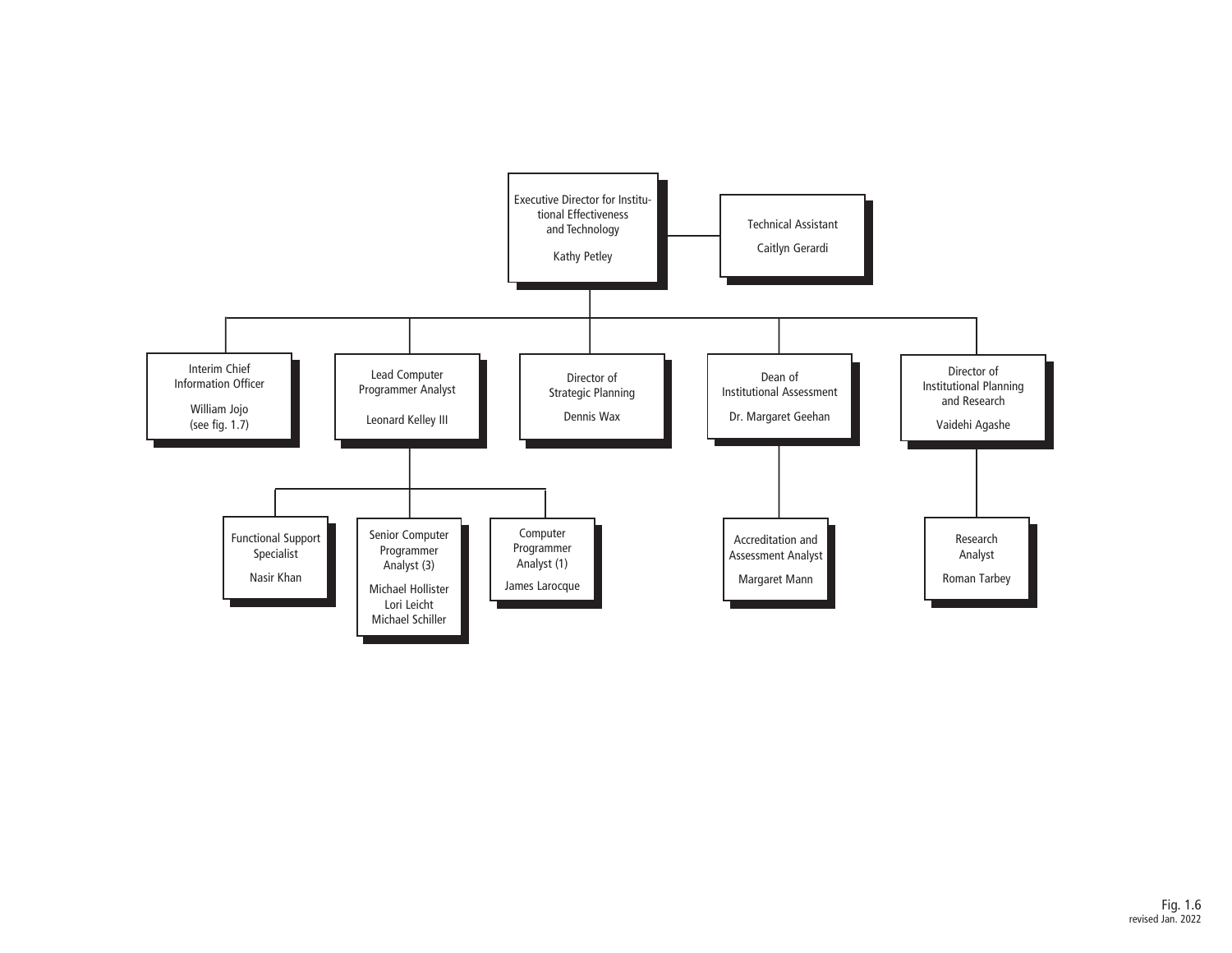- **Executive Director for Institutional Effectiveness and Technology** — Kathy Petley
  - **Technical Assistant** — Caitlyn Gerardi
  - **Interim Chief Information Officer** — William Jojo (see fig. 1.7)
  - **Lead Computer Programmer Analyst** — Leonard Kelley III
    - **Functional Support Specialist** — Nasir Khan
    - **Senior Computer Programmer Analyst (3)** — Michael Hollister, Lori Leicht, Michael Schiller
    - **Computer Programmer Analyst (1)** — James Larocque
  - **Director of Strategic Planning** — Dennis Wax
  - **Dean of Institutional Assessment** — Dr. Margaret Geehan
    - **Accreditation and Assessment Analyst** — Margaret Mann
  - **Director of Institutional Planning and Research** — Vaidehi Agashe
    - **Research Analyst** — Roman Tarbey

Fig. 1.6
revised Jan. 2022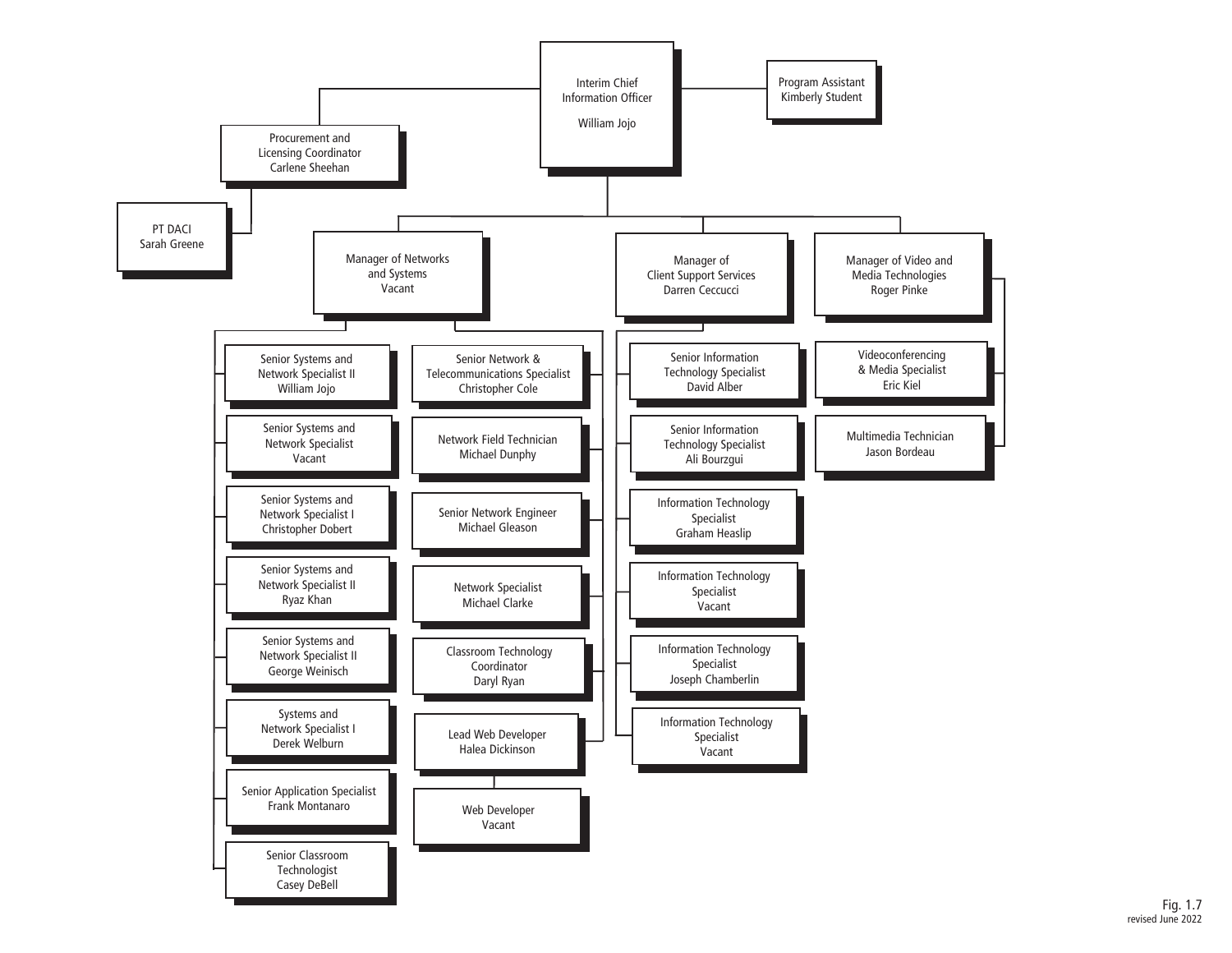- **Interim Chief Information Officer** — William Jojo
  - Program Assistant — Kimberly Student
  - Procurement and Licensing Coordinator — Carlene Sheehan
    - PT DACI — Sarah Greene
  - **Manager of Networks and Systems** — Vacant
    - Senior Systems and Network Specialist II — William Jojo
    - Senior Systems and Network Specialist — Vacant
    - Senior Systems and Network Specialist I — Christopher Dobert
    - Senior Systems and Network Specialist II — Ryaz Khan
    - Senior Systems and Network Specialist II — George Weinisch
    - Systems and Network Specialist I — Derek Welburn
    - Senior Application Specialist — Frank Montanaro
    - Senior Classroom Technologist — Casey DeBell
    - Senior Network & Telecommunications Specialist — Christopher Cole
    - Network Field Technician — Michael Dunphy
    - Senior Network Engineer — Michael Gleason
    - Network Specialist — Michael Clarke
    - Classroom Technology Coordinator — Daryl Ryan
    - Lead Web Developer — Halea Dickinson
      - Web Developer — Vacant
  - **Manager of Client Support Services** — Darren Ceccucci
    - Senior Information Technology Specialist — David Alber
    - Senior Information Technology Specialist — Ali Bourzgui
    - Information Technology Specialist — Graham Heaslip
    - Information Technology Specialist — Vacant
    - Information Technology Specialist — Joseph Chamberlin
    - Information Technology Specialist — Vacant
  - **Manager of Video and Media Technologies** — Roger Pinke
    - Videoconferencing & Media Specialist — Eric Kiel
    - Multimedia Technician — Jason Bordeau

Fig. 1.7
revised June 2022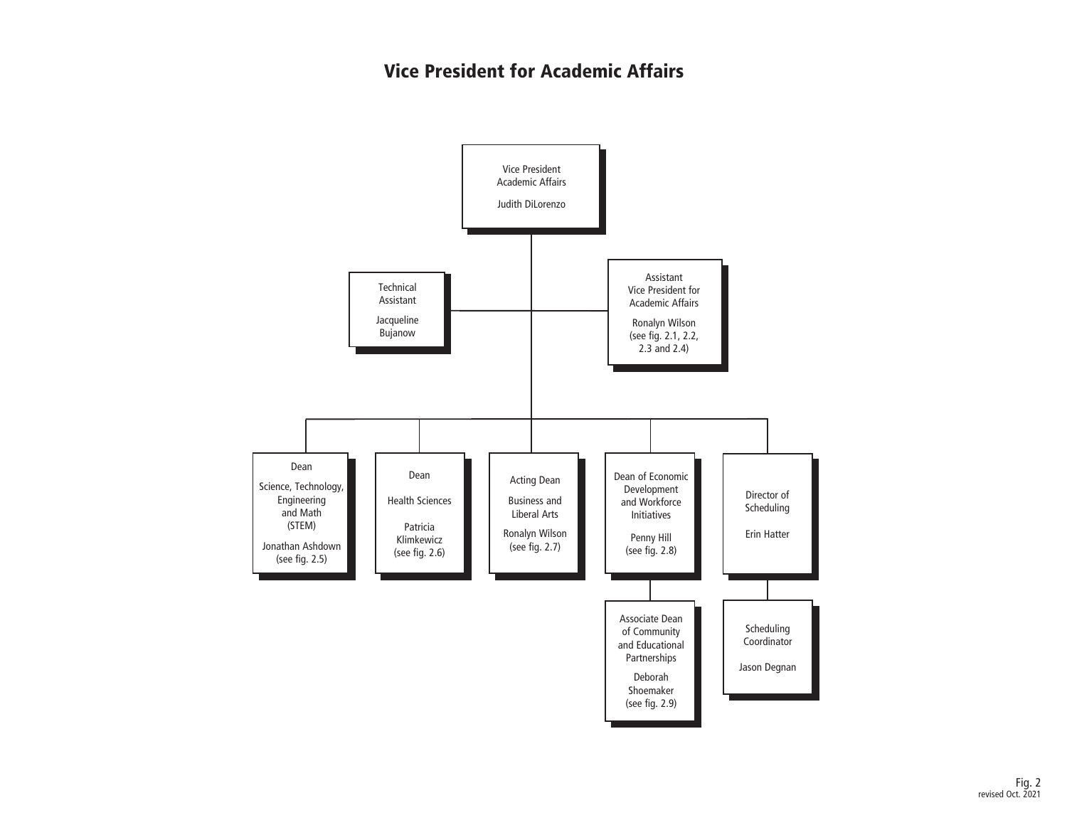# Vice President for Academic Affairs

- **Vice President Academic Affairs** — Judith DiLorenzo
  - Technical Assistant — Jacqueline Bujanow
  - Assistant Vice President for Academic Affairs — Ronalyn Wilson (see fig. 2.1, 2.2, 2.3 and 2.4)
  - Dean Science, Technology, Engineering and Math (STEM) — Jonathan Ashdown (see fig. 2.5)
  - Dean Health Sciences — Patricia Klimkewicz (see fig. 2.6)
  - Acting Dean Business and Liberal Arts — Ronalyn Wilson (see fig. 2.7)
  - Dean of Economic Development and Workforce Initiatives — Penny Hill (see fig. 2.8)
    - Associate Dean of Community and Educational Partnerships — Deborah Shoemaker (see fig. 2.9)
  - Director of Scheduling — Erin Hatter
    - Scheduling Coordinator — Jason Degnan

Fig. 2
revised Oct. 2021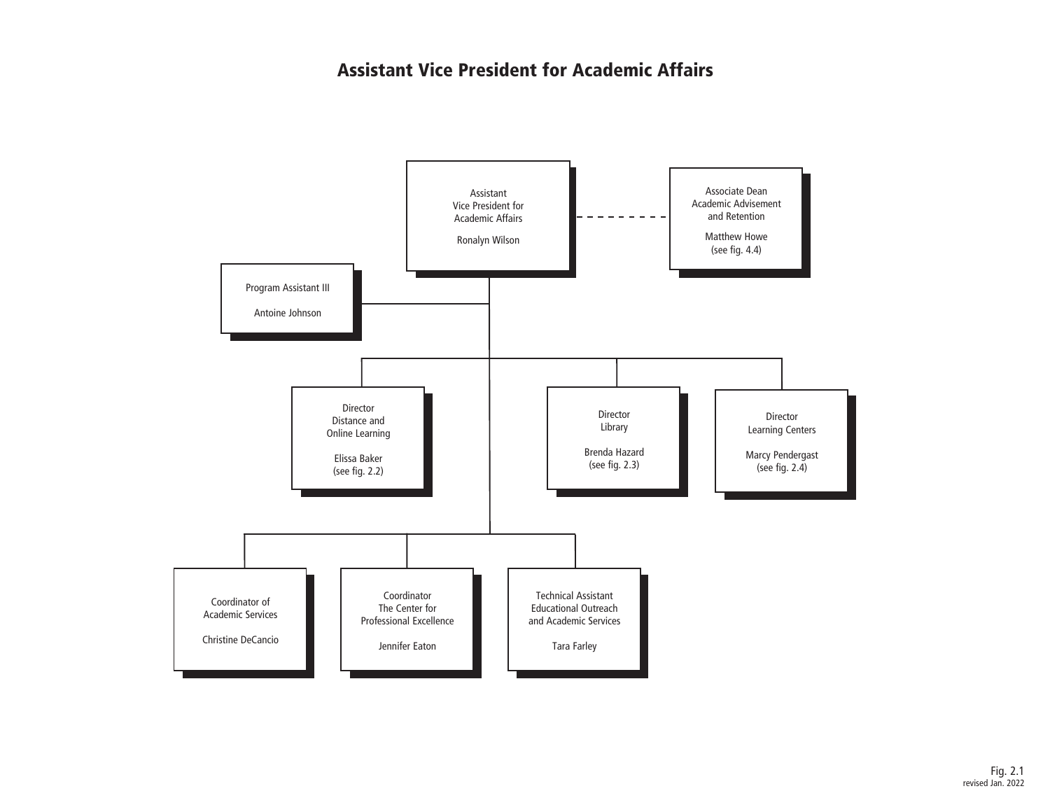# Assistant Vice President for Academic Affairs

Assistant
Vice President for
Academic Affairs

Ronalyn Wilson

Associate Dean
Academic Advisement
and Retention

Matthew Howe
(see fig. 4.4)

Program Assistant III

Antoine Johnson

Director
Distance and
Online Learning

Elissa Baker
(see fig. 2.2)

Director
Library

Brenda Hazard
(see fig. 2.3)

Director
Learning Centers

Marcy Pendergast
(see fig. 2.4)

Coordinator of
Academic Services

Christine DeCancio

Coordinator
The Center for
Professional Excellence

Jennifer Eaton

Technical Assistant
Educational Outreach
and Academic Services

Tara Farley

Fig. 2.1
revised Jan. 2022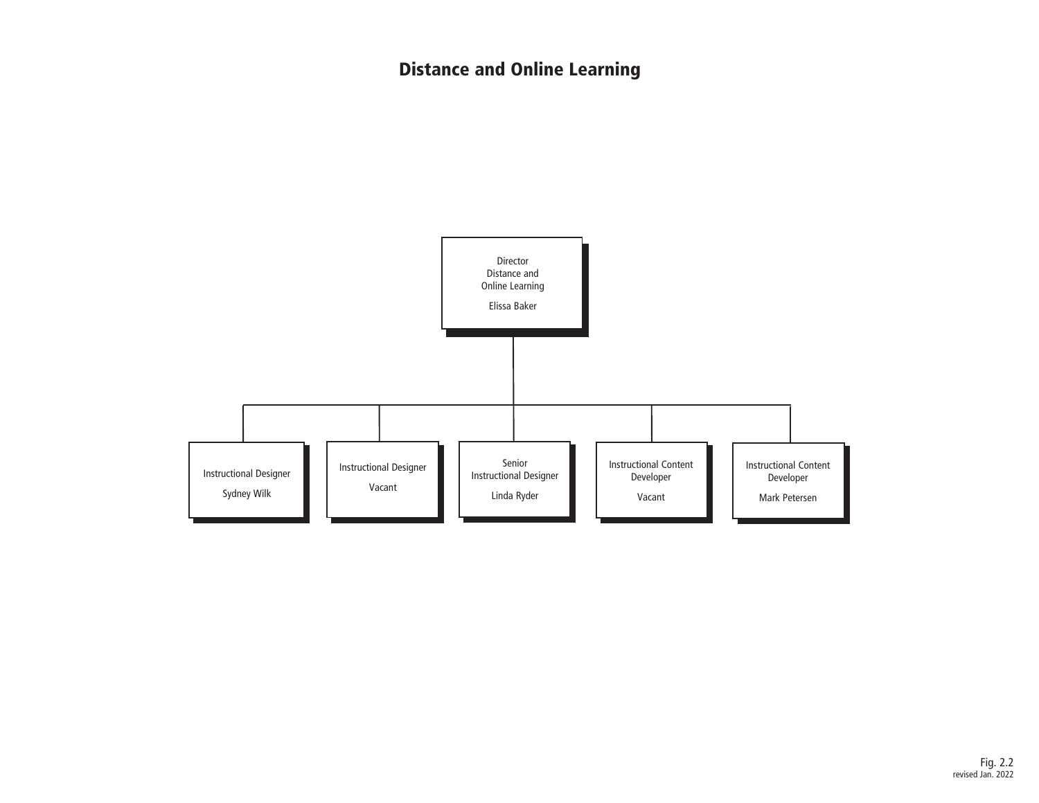# Distance and Online Learning

- **Director, Distance and Online Learning** — Elissa Baker
  - Instructional Designer — Sydney Wilk
  - Instructional Designer — Vacant
  - Senior Instructional Designer — Linda Ryder
  - Instructional Content Developer — Vacant
  - Instructional Content Developer — Mark Petersen

Fig. 2.2
revised Jan. 2022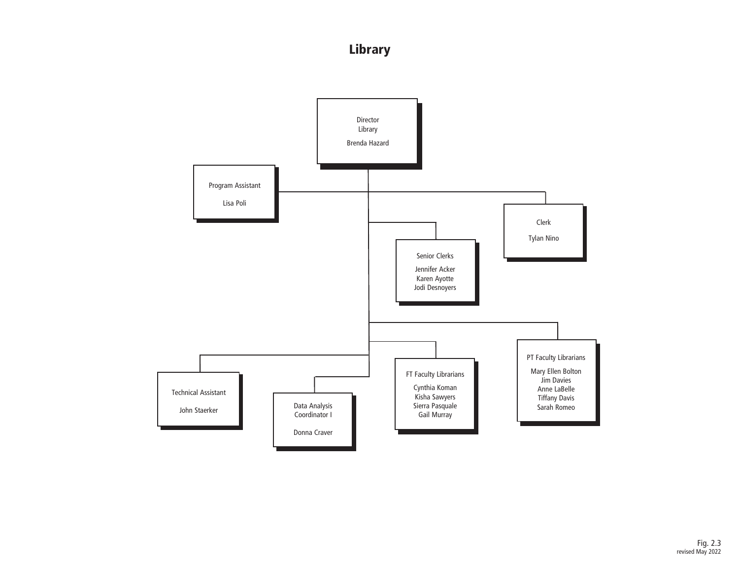# Library

- **Director, Library** — Brenda Hazard
  - **Program Assistant** — Lisa Poli
  - **Clerk** — Tylan Nino
  - **Senior Clerks** — Jennifer Acker, Karen Ayotte, Jodi Desnoyers
  - **PT Faculty Librarians** — Mary Ellen Bolton, Jim Davies, Anne LaBelle, Tiffany Davis, Sarah Romeo
  - **FT Faculty Librarians** — Cynthia Koman, Kisha Sawyers, Sierra Pasquale, Gail Murray
  - **Technical Assistant** — John Staerker
  - **Data Analysis Coordinator I** — Donna Craver

Fig. 2.3
revised May 2022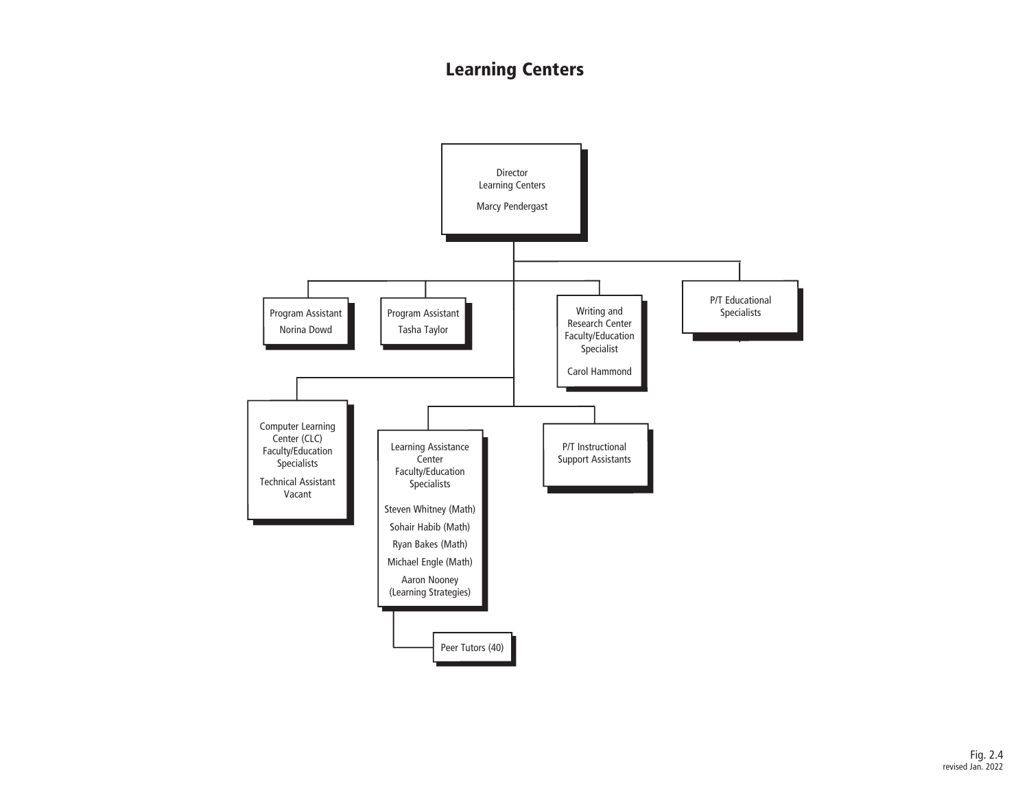# Learning Centers

- **Director, Learning Centers** — Marcy Pendergast
  - Program Assistant — Norina Dowd
  - Program Assistant — Tasha Taylor
  - Writing and Research Center Faculty/Education Specialist — Carol Hammond
  - P/T Educational Specialists
  - Computer Learning Center (CLC) Faculty/Education Specialists
    - Technical Assistant — Vacant
  - Learning Assistance Center Faculty/Education Specialists
    - Steven Whitney (Math)
    - Sohair Habib (Math)
    - Ryan Bakes (Math)
    - Michael Engle (Math)
    - Aaron Nooney (Learning Strategies)
    - Peer Tutors (40)
  - P/T Instructional Support Assistants

Fig. 2.4
revised Jan. 2022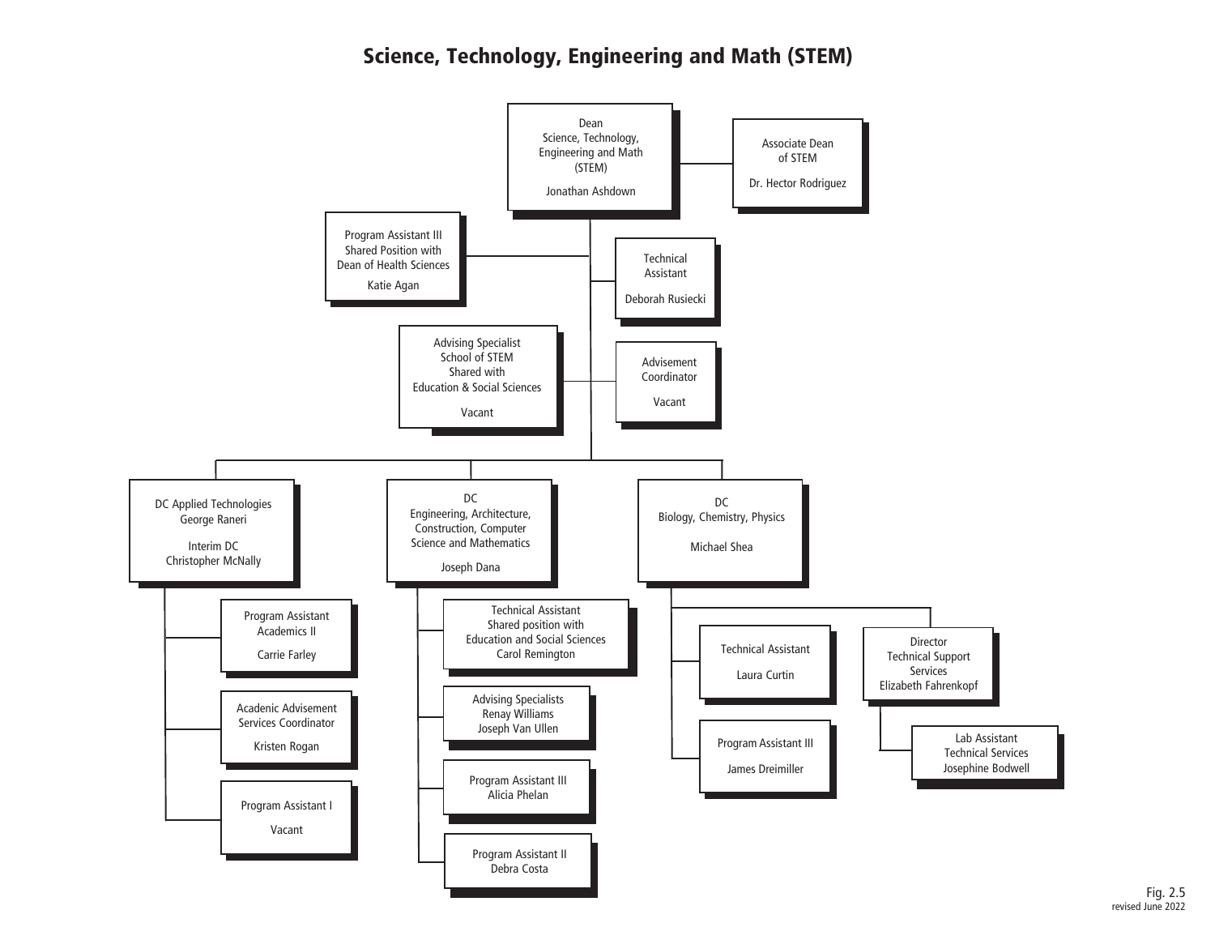# Science, Technology, Engineering and Math (STEM)

- **Dean, Science, Technology, Engineering and Math (STEM)** — Jonathan Ashdown
  - Associate Dean of STEM — Dr. Hector Rodriguez
  - Program Assistant III, Shared Position with Dean of Health Sciences — Katie Agan
  - Technical Assistant — Deborah Rusiecki
  - Advising Specialist, School of STEM, Shared with Education & Social Sciences — Vacant
  - Advisement Coordinator — Vacant
  - **DC Applied Technologies** — George Raneri; Interim DC — Christopher McNally
    - Program Assistant Academics II — Carrie Farley
    - Academic Advisement Services Coordinator — Kristen Rogan
    - Program Assistant I — Vacant
  - **DC Engineering, Architecture, Construction, Computer Science and Mathematics** — Joseph Dana
    - Technical Assistant, Shared position with Education and Social Sciences — Carol Remington
    - Advising Specialists — Renay Williams, Joseph Van Ullen
    - Program Assistant III — Alicia Phelan
    - Program Assistant II — Debra Costa
  - **DC Biology, Chemistry, Physics** — Michael Shea
    - Technical Assistant — Laura Curtin
    - Program Assistant III — James Dreimiller
    - Director Technical Support Services — Elizabeth Fahrenkopf
      - Lab Assistant Technical Services — Josephine Bodwell

Fig. 2.5
revised June 2022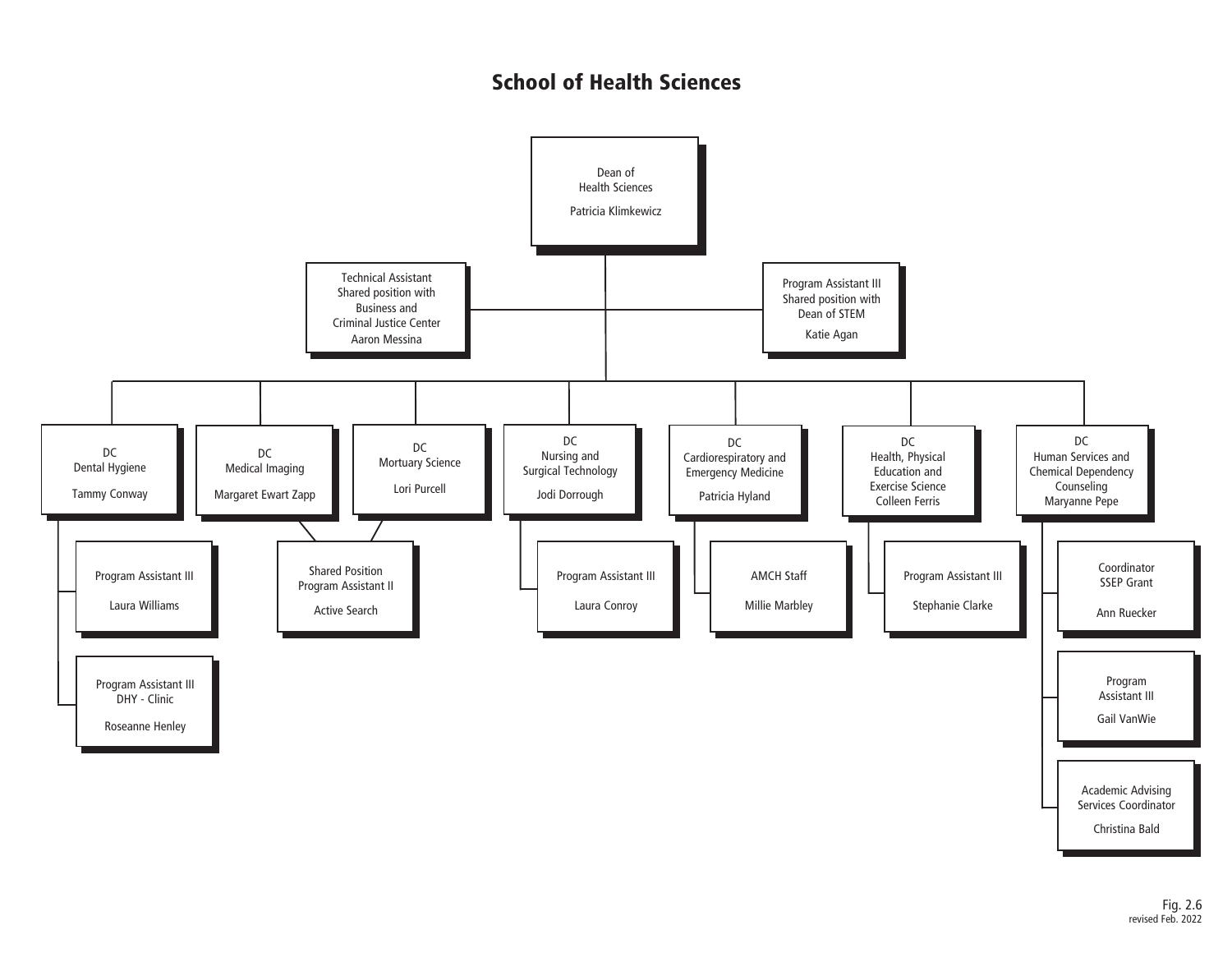# School of Health Sciences

- **Dean of Health Sciences** — Patricia Klimkewicz
  - Technical Assistant, Shared position with Business and Criminal Justice Center — Aaron Messina
  - Program Assistant III, Shared position with Dean of STEM — Katie Agan
  - **DC Dental Hygiene** — Tammy Conway
    - Program Assistant III — Laura Williams
    - Program Assistant III DHY - Clinic — Roseanne Henley
  - **DC Medical Imaging** — Margaret Ewart Zapp
    - Shared Position Program Assistant II — Active Search
  - **DC Mortuary Science** — Lori Purcell
    - Shared Position Program Assistant II — Active Search
  - **DC Nursing and Surgical Technology** — Jodi Dorrough
    - Program Assistant III — Laura Conroy
  - **DC Cardiorespiratory and Emergency Medicine** — Patricia Hyland
    - AMCH Staff — Millie Marbley
  - **DC Health, Physical Education and Exercise Science** — Colleen Ferris
    - Program Assistant III — Stephanie Clarke
  - **DC Human Services and Chemical Dependency Counseling** — Maryanne Pepe
    - Coordinator SSEP Grant — Ann Ruecker
    - Program Assistant III — Gail VanWie
    - Academic Advising Services Coordinator — Christina Bald

Fig. 2.6
revised Feb. 2022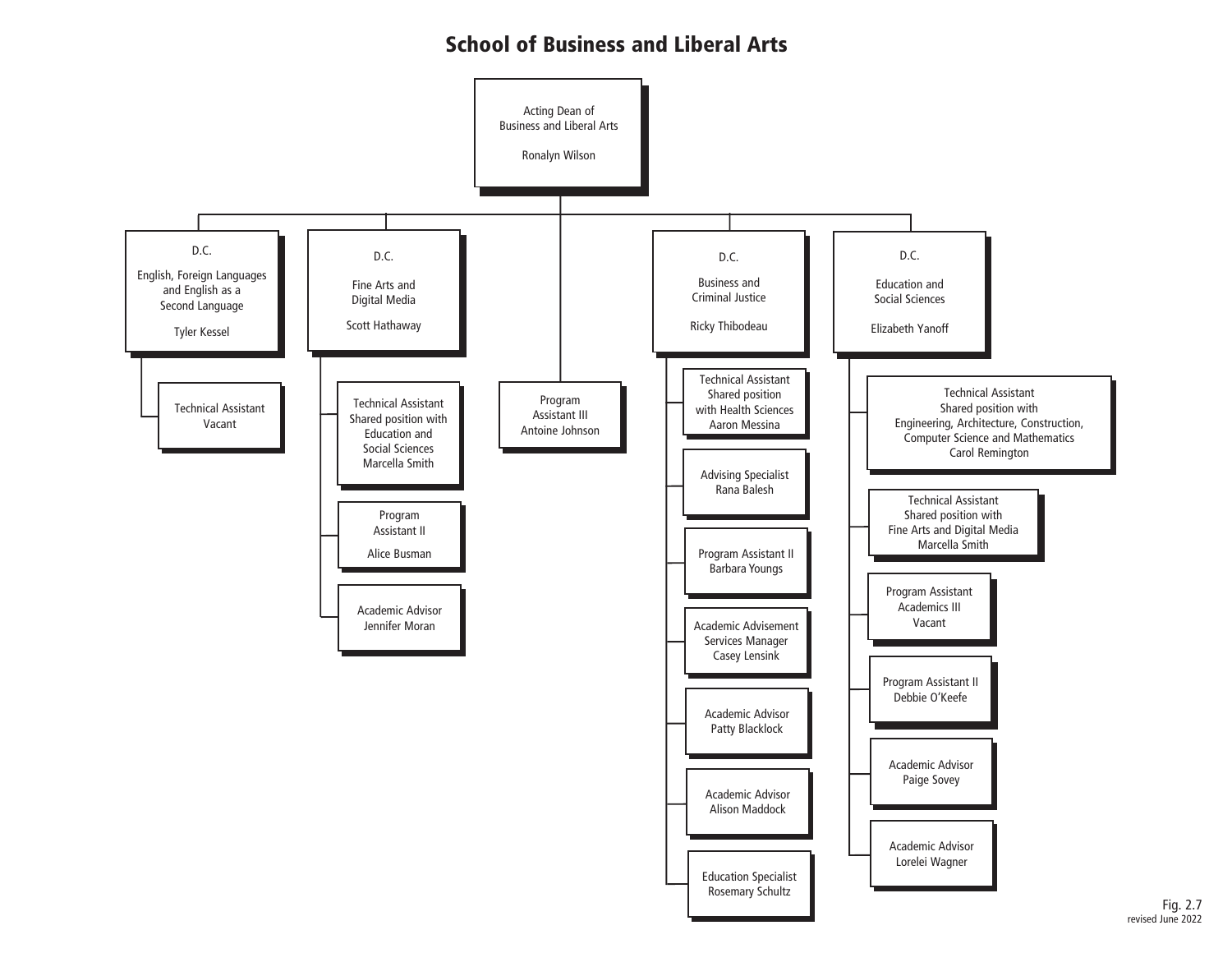# School of Business and Liberal Arts

**Acting Dean of Business and Liberal Arts**
Ronalyn Wilson

- **Program Assistant III** – Antoine Johnson

- **D.C. English, Foreign Languages and English as a Second Language** – Tyler Kessel
  - Technical Assistant – Vacant

- **D.C. Fine Arts and Digital Media** – Scott Hathaway
  - Technical Assistant Shared position with Education and Social Sciences – Marcella Smith
  - Program Assistant II – Alice Busman
  - Academic Advisor – Jennifer Moran

- **D.C. Business and Criminal Justice** – Ricky Thibodeau
  - Technical Assistant Shared position with Health Sciences – Aaron Messina
  - Advising Specialist – Rana Balesh
  - Program Assistant II – Barbara Youngs
  - Academic Advisement Services Manager – Casey Lensink
  - Academic Advisor – Patty Blacklock
  - Academic Advisor – Alison Maddock
  - Education Specialist – Rosemary Schultz

- **D.C. Education and Social Sciences** – Elizabeth Yanoff
  - Technical Assistant Shared position with Engineering, Architecture, Construction, Computer Science and Mathematics – Carol Remington
  - Technical Assistant Shared position with Fine Arts and Digital Media – Marcella Smith
  - Program Assistant Academics III – Vacant
  - Program Assistant II – Debbie O'Keefe
  - Academic Advisor – Paige Sovey
  - Academic Advisor – Lorelei Wagner

Fig. 2.7
revised June 2022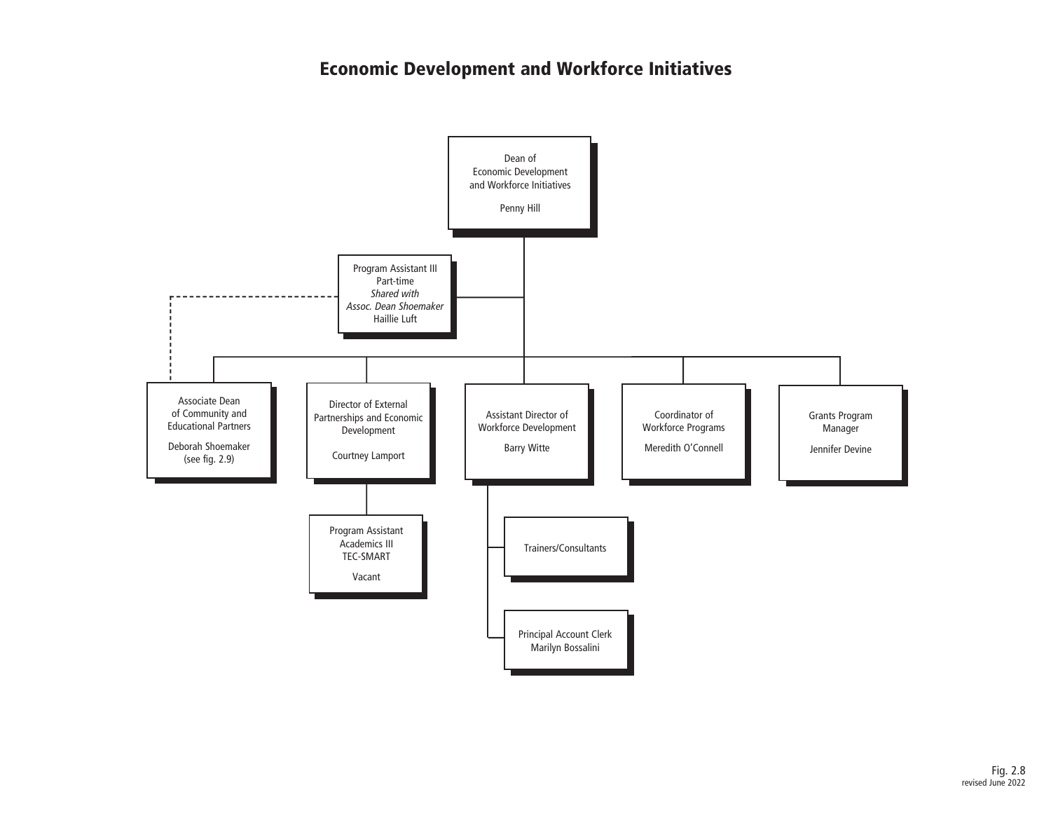# Economic Development and Workforce Initiatives

- Dean of Economic Development and Workforce Initiatives — Penny Hill
  - Program Assistant III, Part-time, *Shared with Assoc. Dean Shoemaker* — Haillie Luft
  - Associate Dean of Community and Educational Partners — Deborah Shoemaker (see fig. 2.9)
  - Director of External Partnerships and Economic Development — Courtney Lamport
    - Program Assistant Academics III TEC-SMART — Vacant
  - Assistant Director of Workforce Development — Barry Witte
    - Trainers/Consultants
    - Principal Account Clerk — Marilyn Bossalini
  - Coordinator of Workforce Programs — Meredith O'Connell
  - Grants Program Manager — Jennifer Devine

Fig. 2.8
revised June 2022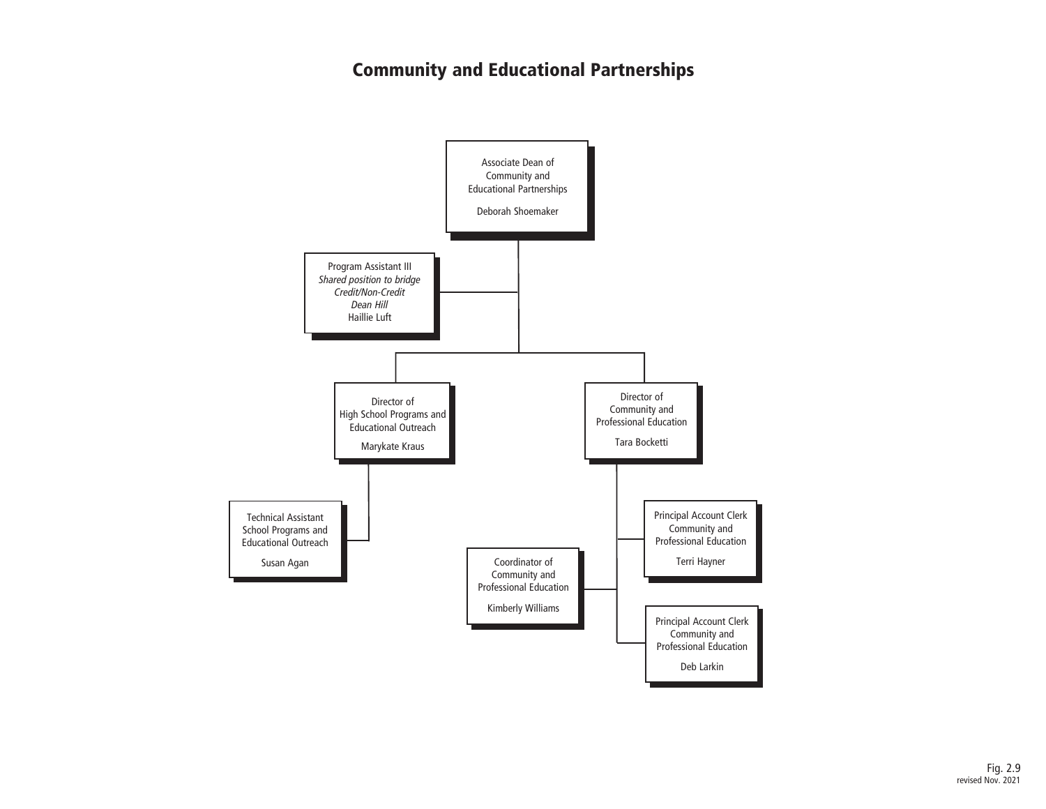# Community and Educational Partnerships

- **Associate Dean of Community and Educational Partnerships** — Deborah Shoemaker
  - Program Assistant III, *Shared position to bridge Credit/Non-Credit Dean Hill* — Haillie Luft
  - **Director of High School Programs and Educational Outreach** — Marykate Kraus
    - Technical Assistant School Programs and Educational Outreach — Susan Agan
  - **Director of Community and Professional Education** — Tara Bocketti
    - Principal Account Clerk Community and Professional Education — Terri Hayner
    - Coordinator of Community and Professional Education — Kimberly Williams
    - Principal Account Clerk Community and Professional Education — Deb Larkin

Fig. 2.9
revised Nov. 2021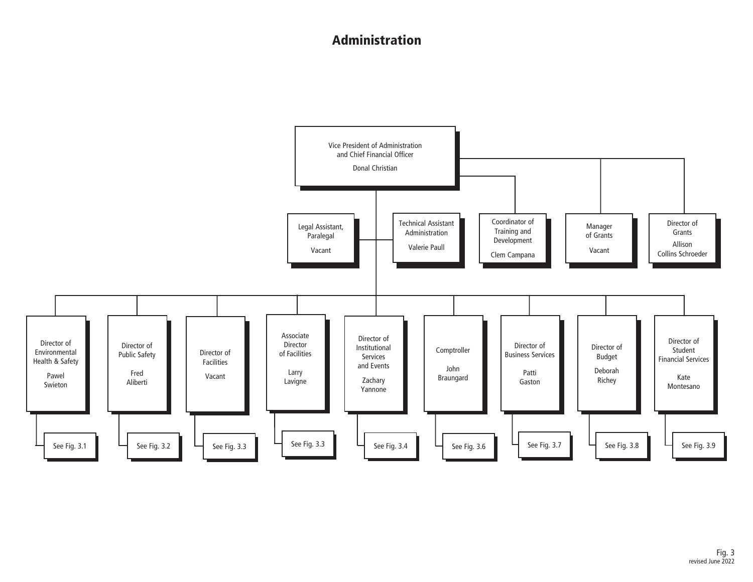# Administration

**Vice President of Administration and Chief Financial Officer**
Donal Christian

- Legal Assistant, Paralegal — Vacant
- Technical Assistant Administration — Valerie Paull
- Coordinator of Training and Development — Clem Campana
- Manager of Grants — Vacant
- Director of Grants — Allison Collins Schroeder

- Director of Environmental Health & Safety — Pawel Swieton
  - See Fig. 3.1
- Director of Public Safety — Fred Aliberti
  - See Fig. 3.2
- Director of Facilities — Vacant
  - See Fig. 3.3
- Associate Director of Facilities — Larry Lavigne
  - See Fig. 3.3
- Director of Institutional Services and Events — Zachary Yannone
  - See Fig. 3.4
- Comptroller — John Braungard
  - See Fig. 3.6
- Director of Business Services — Patti Gaston
  - See Fig. 3.7
- Director of Budget — Deborah Richey
  - See Fig. 3.8
- Director of Student Financial Services — Kate Montesano
  - See Fig. 3.9

Fig. 3
revised June 2022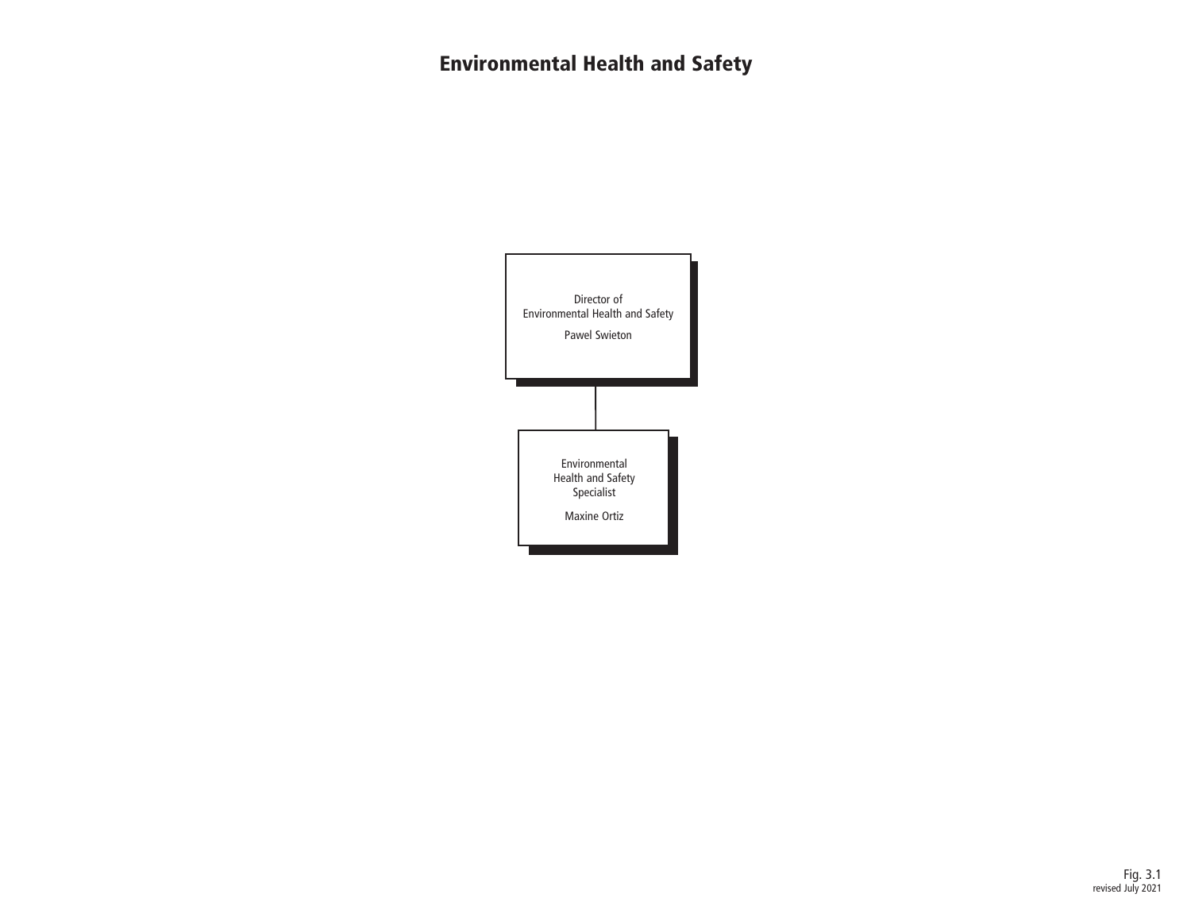# Environmental Health and Safety

Director of
Environmental Health and Safety

Pawel Swieton

Environmental
Health and Safety
Specialist

Maxine Ortiz

Fig. 3.1
revised July 2021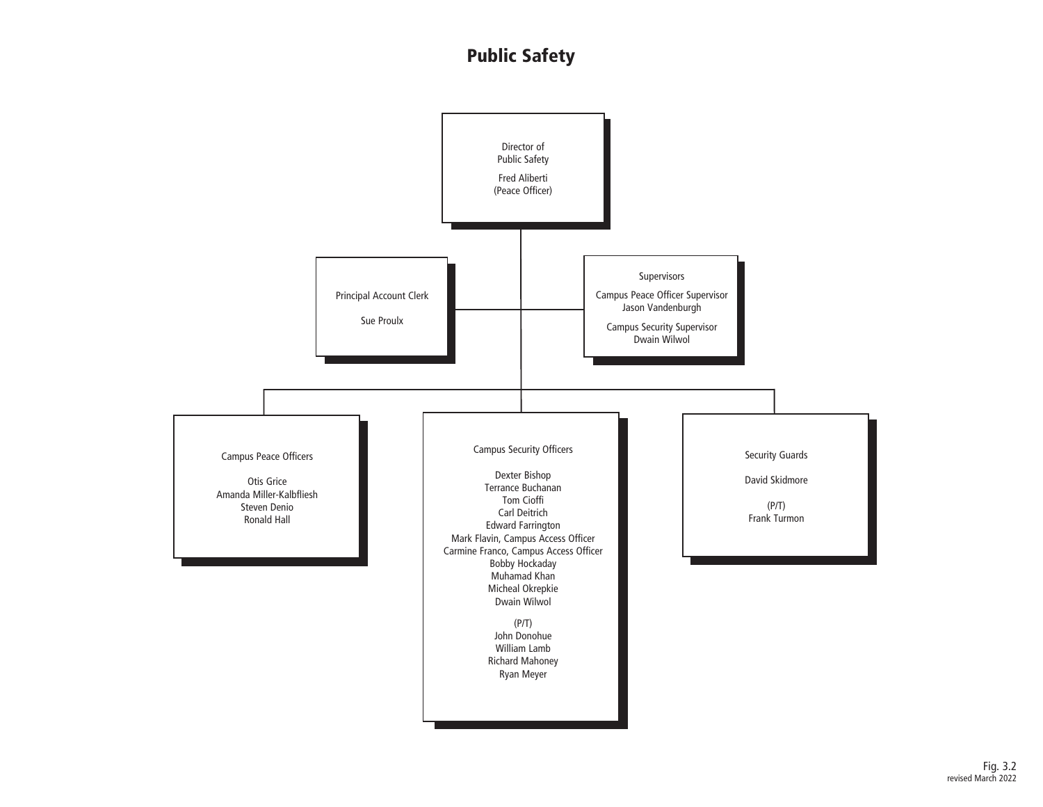# Public Safety

**Director of Public Safety**
Fred Aliberti
(Peace Officer)

**Principal Account Clerk**

Sue Proulx

**Supervisors**

Campus Peace Officer Supervisor
Jason Vandenburgh

Campus Security Supervisor
Dwain Wilwol

**Campus Peace Officers**

Otis Grice
Amanda Miller-Kalbfliesh
Steven Denio
Ronald Hall

**Campus Security Officers**

Dexter Bishop
Terrance Buchanan
Tom Cioffi
Carl Deitrich
Edward Farrington
Mark Flavin, Campus Access Officer
Carmine Franco, Campus Access Officer
Bobby Hockaday
Muhamad Khan
Micheal Okrepkie
Dwain Wilwol

(P/T)
John Donohue
William Lamb
Richard Mahoney
Ryan Meyer

**Security Guards**

David Skidmore

(P/T)
Frank Turmon

Fig. 3.2
revised March 2022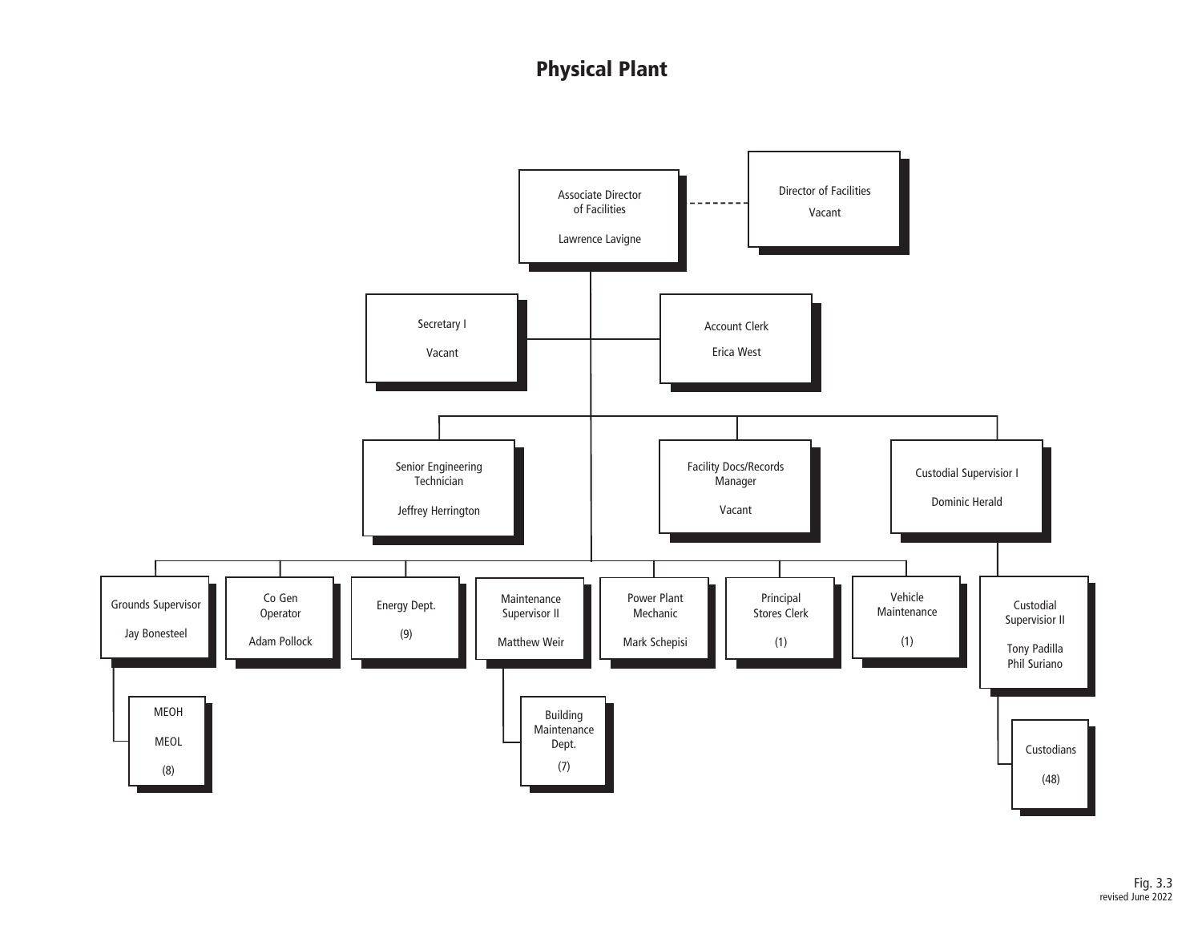# Physical Plant

- Associate Director of Facilities — Lawrence Lavigne
  - (dotted line) Director of Facilities — Vacant
  - Secretary I — Vacant
  - Account Clerk — Erica West
  - Senior Engineering Technician — Jeffrey Herrington
  - Facility Docs/Records Manager — Vacant
  - Custodial Supervisior I — Dominic Herald
    - Custodial Supervisior II — Tony Padilla, Phil Suriano
      - Custodians (48)
  - Grounds Supervisor — Jay Bonesteel
    - MEOH, MEOL (8)
  - Co Gen Operator — Adam Pollock
  - Energy Dept. (9)
  - Maintenance Supervisor II — Matthew Weir
    - Building Maintenance Dept. (7)
  - Power Plant Mechanic — Mark Schepisi
  - Principal Stores Clerk (1)
  - Vehicle Maintenance (1)

Fig. 3.3
revised June 2022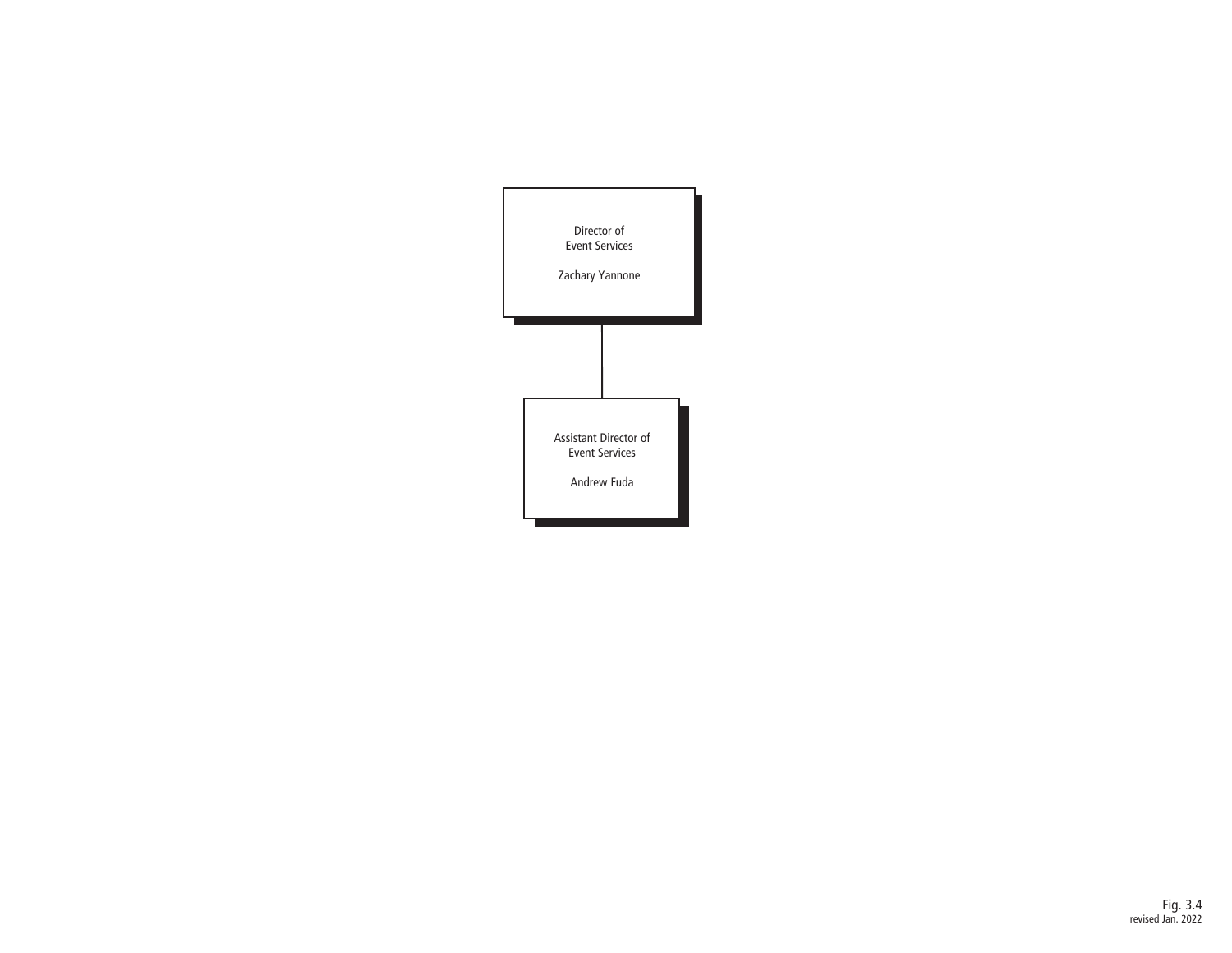Director of
Event Services

Zachary Yannone

Assistant Director of
Event Services

Andrew Fuda

Fig. 3.4
revised Jan. 2022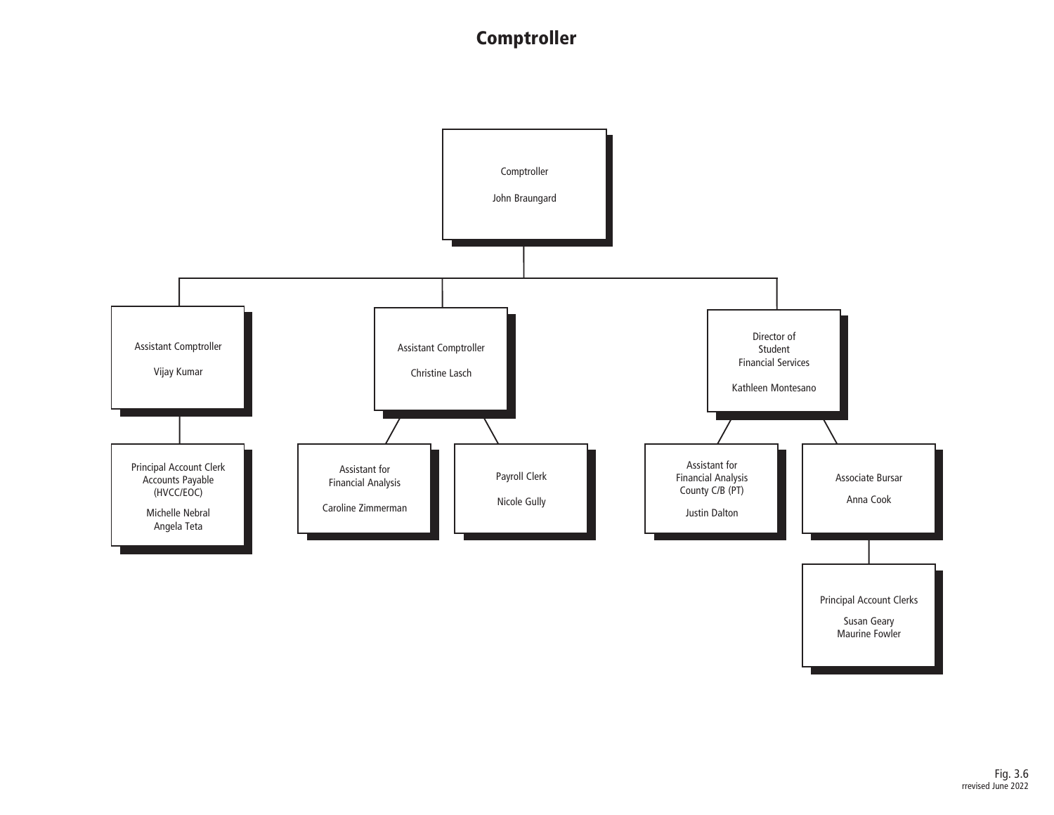# Comptroller

- Comptroller
  John Braungard
  - Assistant Comptroller
    Vijay Kumar
    - Principal Account Clerk
      Accounts Payable
      (HVCC/EOC)
      Michelle Nebral
      Angela Teta
  - Assistant Comptroller
    Christine Lasch
    - Assistant for
      Financial Analysis
      Caroline Zimmerman
    - Payroll Clerk
      Nicole Gully
  - Director of
    Student
    Financial Services
    Kathleen Montesano
    - Assistant for
      Financial Analysis
      County C/B (PT)
      Justin Dalton
    - Associate Bursar
      Anna Cook
      - Principal Account Clerks
        Susan Geary
        Maurine Fowler

Fig. 3.6
rrevised June 2022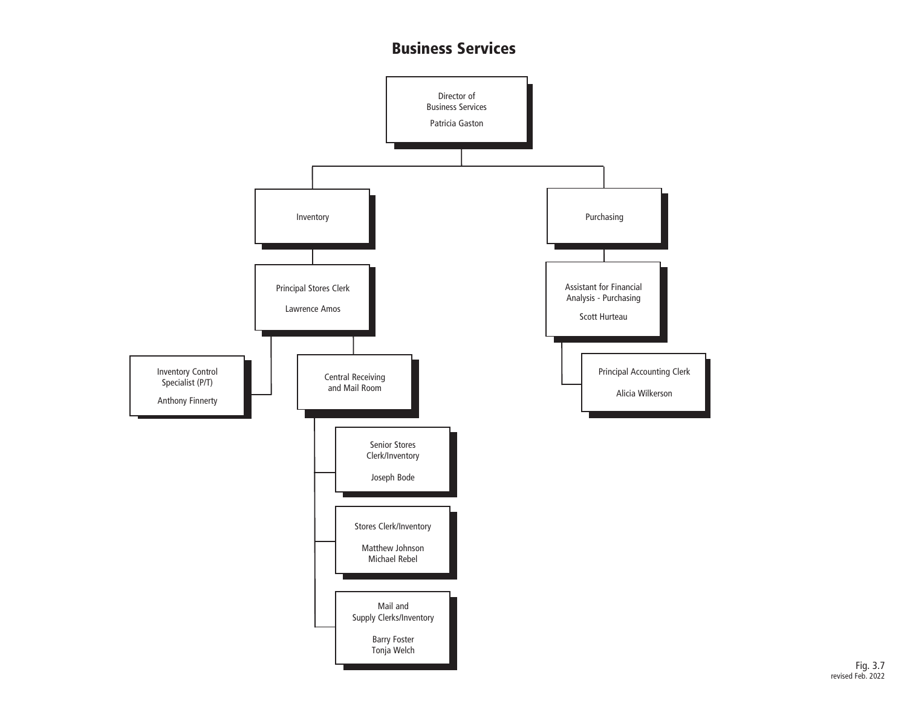# Business Services

- **Director of Business Services** — Patricia Gaston
  - **Inventory**
    - **Principal Stores Clerk** — Lawrence Amos
      - **Inventory Control Specialist (P/T)** — Anthony Finnerty
      - **Central Receiving and Mail Room**
        - **Senior Stores Clerk/Inventory** — Joseph Bode
        - **Stores Clerk/Inventory** — Matthew Johnson, Michael Rebel
        - **Mail and Supply Clerks/Inventory** — Barry Foster, Tonja Welch
  - **Purchasing**
    - **Assistant for Financial Analysis - Purchasing** — Scott Hurteau
      - **Principal Accounting Clerk** — Alicia Wilkerson

Fig. 3.7
revised Feb. 2022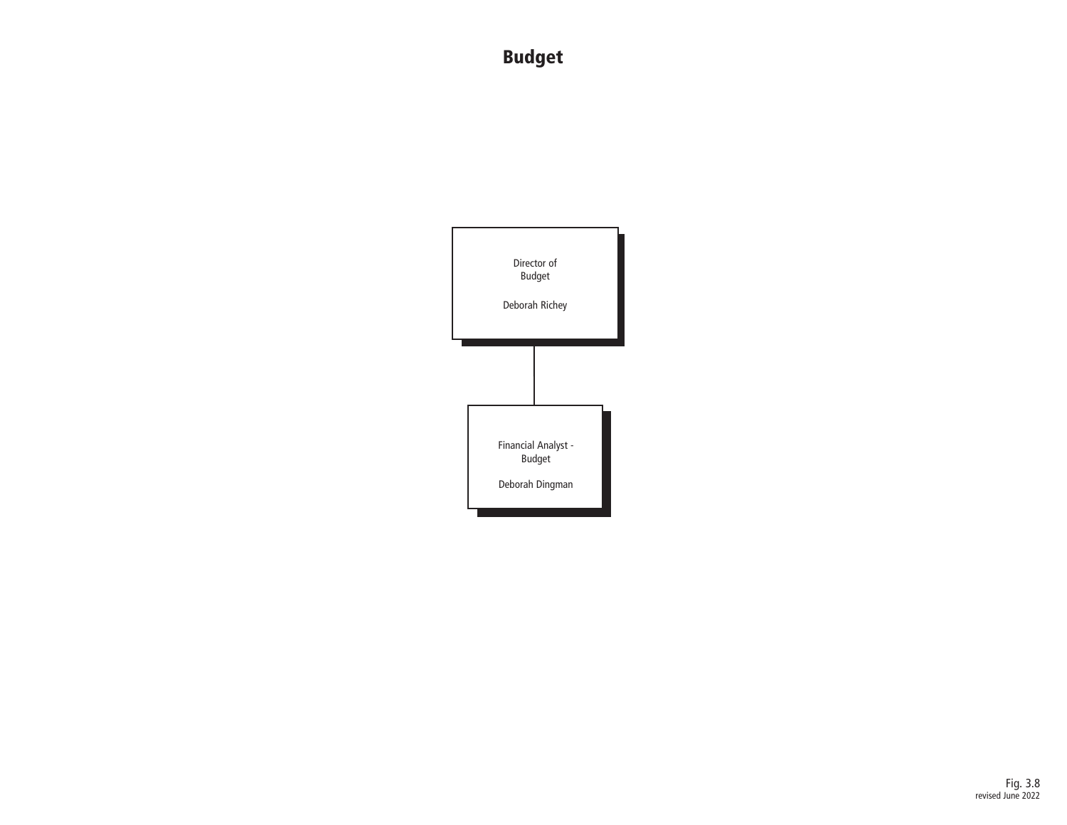# Budget

Director of Budget

Deborah Richey

Financial Analyst - Budget

Deborah Dingman

Fig. 3.8
revised June 2022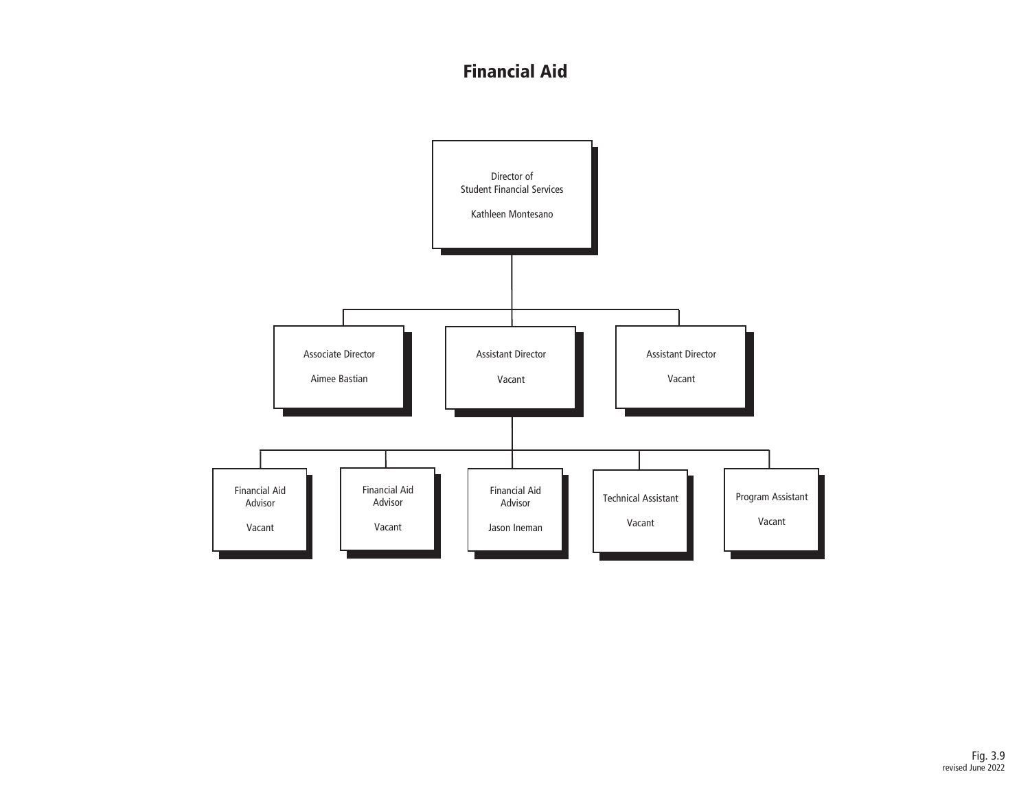# Financial Aid

- Director of Student Financial Services — Kathleen Montesano
  - Associate Director — Aimee Bastian
  - Assistant Director — Vacant
    - Financial Aid Advisor — Vacant
    - Financial Aid Advisor — Vacant
    - Financial Aid Advisor — Jason Ineman
    - Technical Assistant — Vacant
    - Program Assistant — Vacant
  - Assistant Director — Vacant

Fig. 3.9
revised June 2022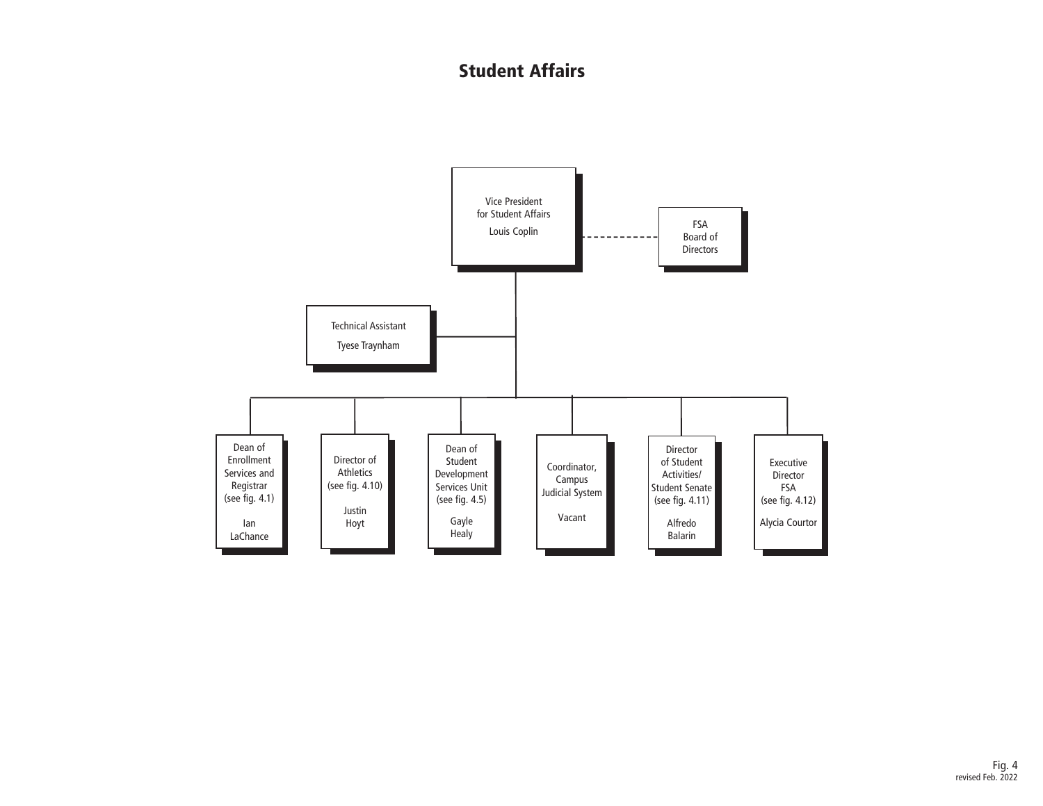# Student Affairs

- **Vice President for Student Affairs** — Louis Coplin
  - FSA Board of Directors (dotted-line relationship)
  - Technical Assistant — Tyese Traynham
  - Dean of Enrollment Services and Registrar (see fig. 4.1) — Ian LaChance
  - Director of Athletics (see fig. 4.10) — Justin Hoyt
  - Dean of Student Development Services Unit (see fig. 4.5) — Gayle Healy
  - Coordinator, Campus Judicial System — Vacant
  - Director of Student Activities/Student Senate (see fig. 4.11) — Alfredo Balarin
  - Executive Director FSA (see fig. 4.12) — Alycia Courtor

Fig. 4
revised Feb. 2022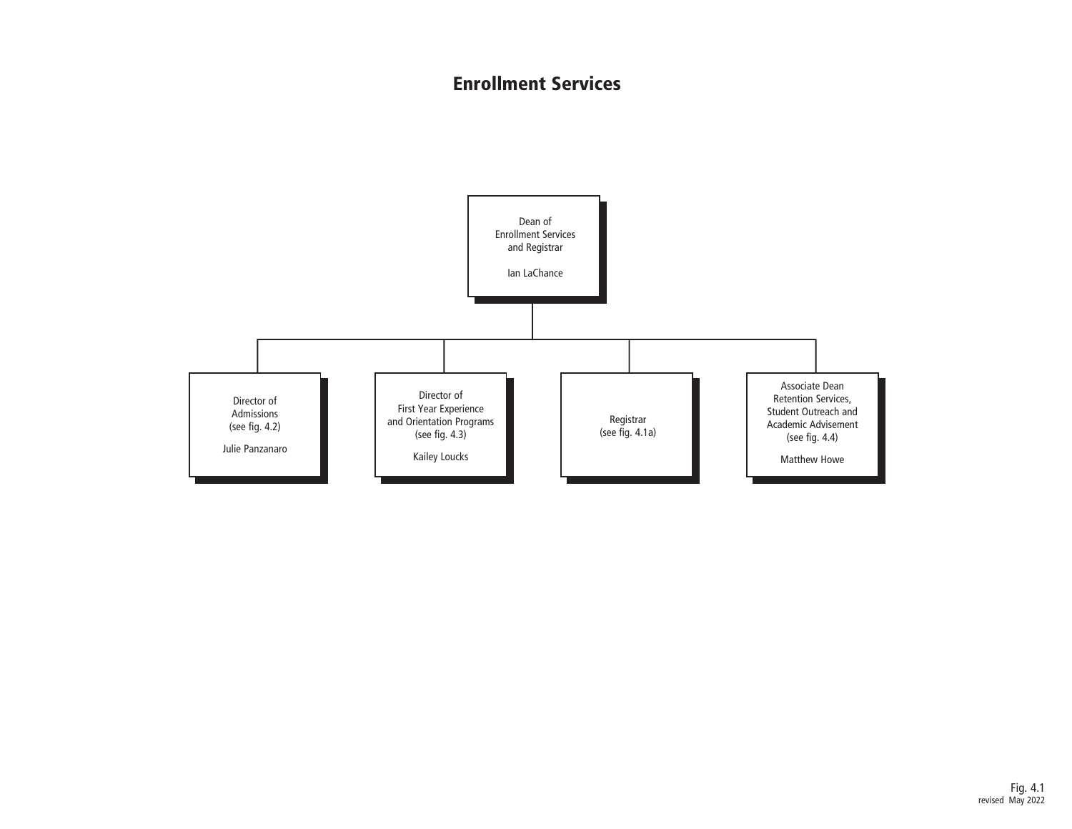# Enrollment Services

Dean of
Enrollment Services
and Registrar

Ian LaChance

- Director of Admissions (see fig. 4.2)
  Julie Panzanaro
- Director of First Year Experience and Orientation Programs (see fig. 4.3)
  Kailey Loucks
- Registrar (see fig. 4.1a)
- Associate Dean Retention Services, Student Outreach and Academic Advisement (see fig. 4.4)
  Matthew Howe

Fig. 4.1
revised May 2022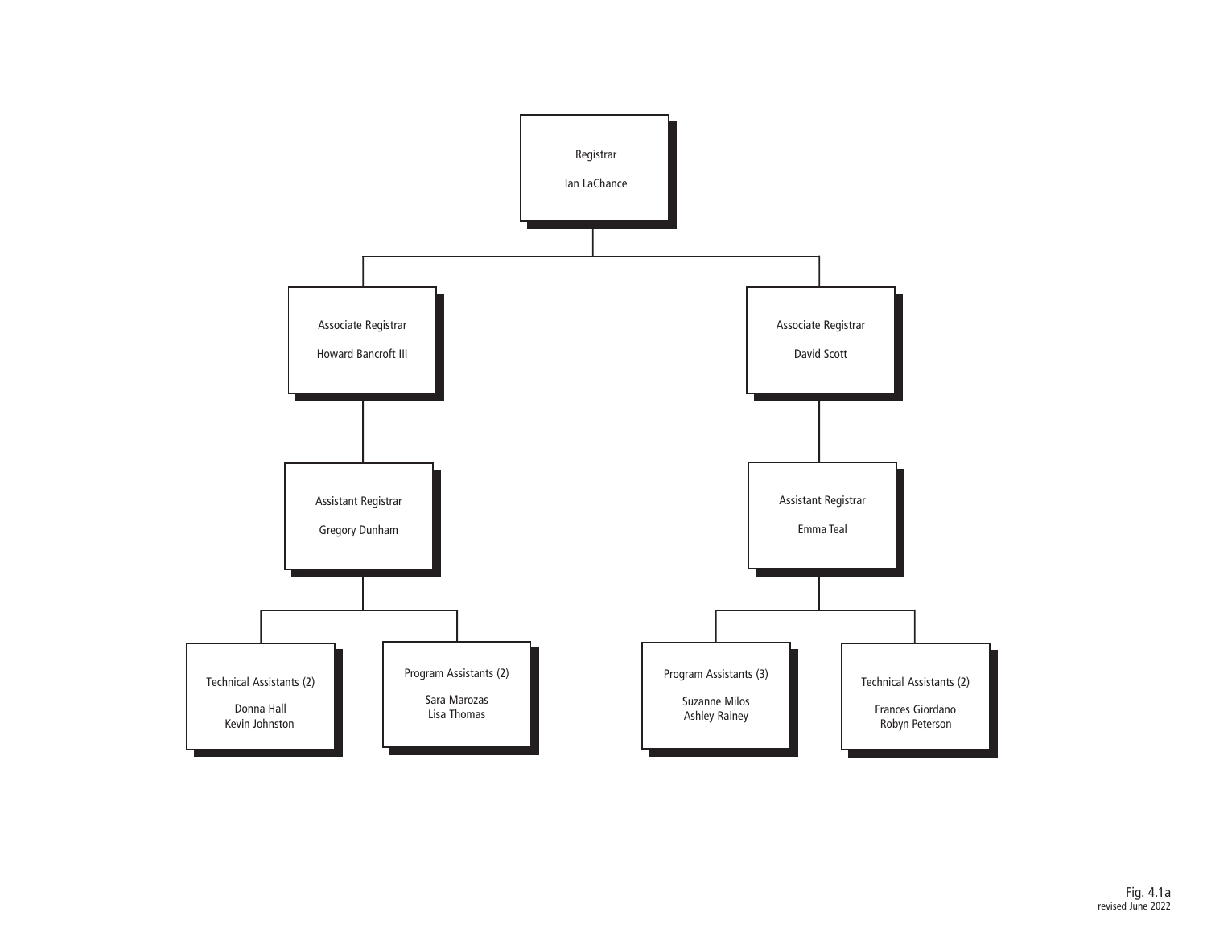- **Registrar** — Ian LaChance
  - **Associate Registrar** — Howard Bancroft III
    - **Assistant Registrar** — Gregory Dunham
      - **Technical Assistants (2)** — Donna Hall, Kevin Johnston
      - **Program Assistants (2)** — Sara Marozas, Lisa Thomas
  - **Associate Registrar** — David Scott
    - **Assistant Registrar** — Emma Teal
      - **Program Assistants (3)** — Suzanne Milos, Ashley Rainey
      - **Technical Assistants (2)** — Frances Giordano, Robyn Peterson

Fig. 4.1a
revised June 2022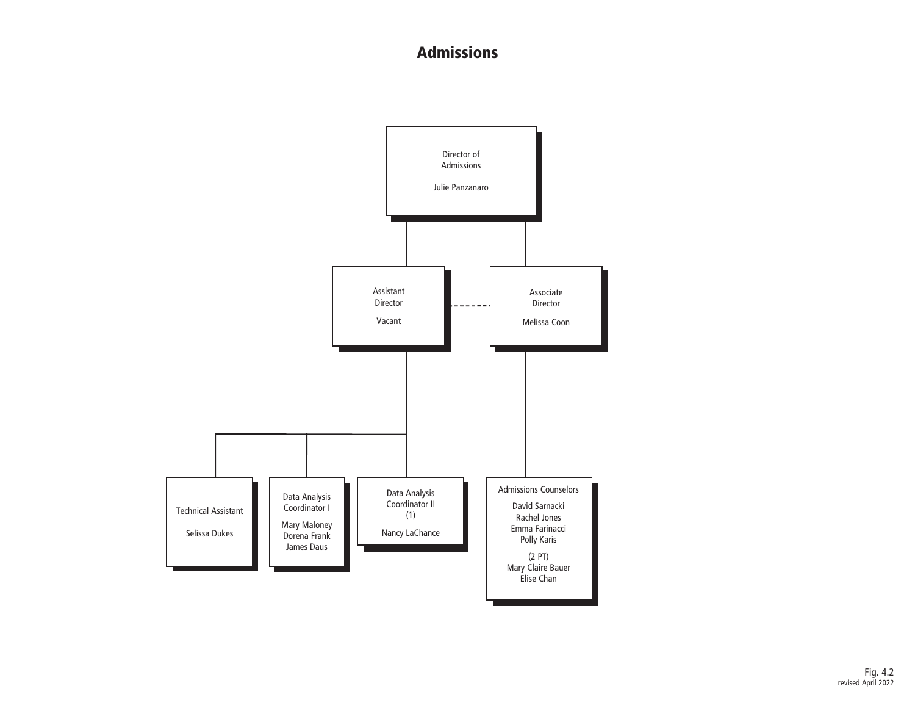# Admissions

- **Director of Admissions** — Julie Panzanaro
  - **Assistant Director** — Vacant
    - **Technical Assistant** — Selissa Dukes
    - **Data Analysis Coordinator I** — Mary Maloney, Dorena Frank, James Daus
    - **Data Analysis Coordinator II (1)** — Nancy LaChance
  - **Associate Director** — Melissa Coon
    - **Admissions Counselors** — David Sarnacki, Rachel Jones, Emma Farinacci, Polly Karis
      - (2 PT) Mary Claire Bauer, Elise Chan

Fig. 4.2
revised April 2022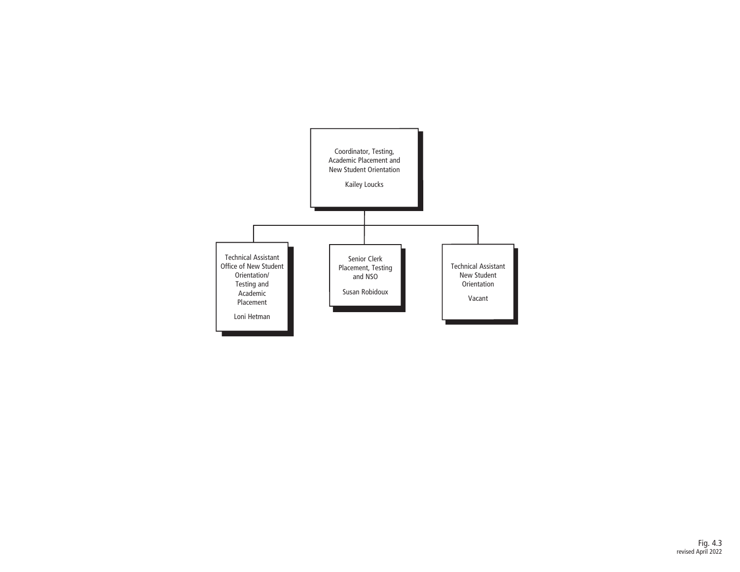- **Coordinator, Testing, Academic Placement and New Student Orientation** — Kailey Loucks
  - **Technical Assistant Office of New Student Orientation/ Testing and Academic Placement** — Loni Hetman
  - **Senior Clerk Placement, Testing and NSO** — Susan Robidoux
  - **Technical Assistant New Student Orientation** — Vacant

Fig. 4.3
revised April 2022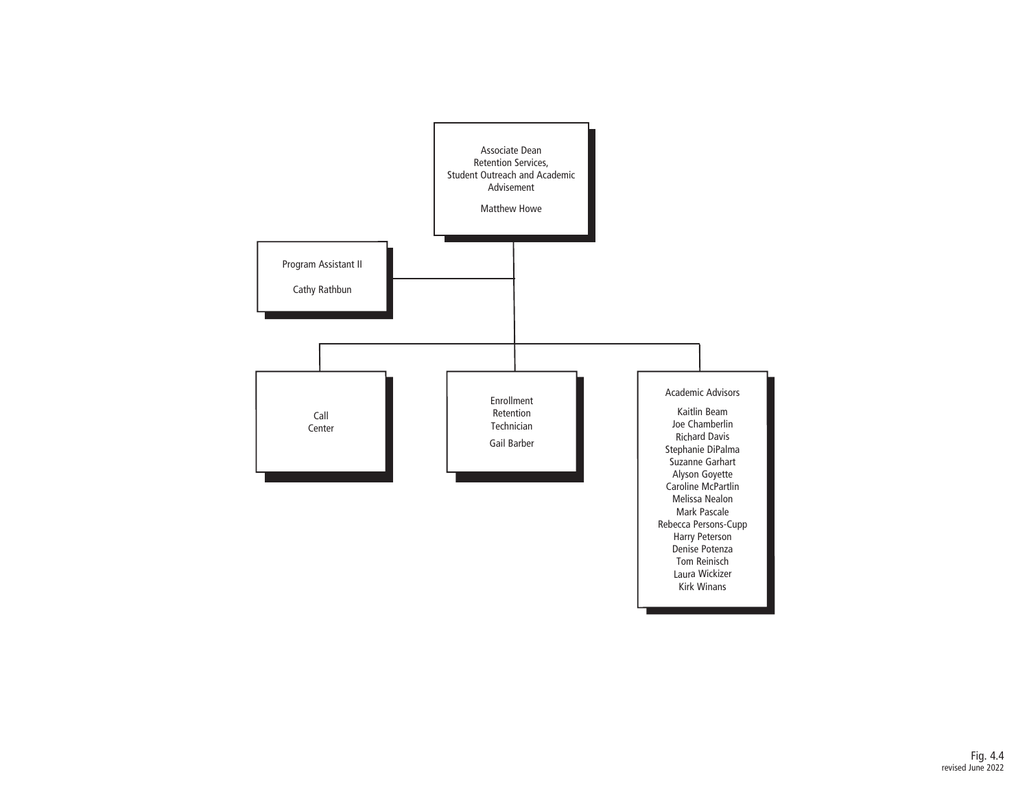**Associate Dean**
**Retention Services, Student Outreach and Academic Advisement**
Matthew Howe

- **Program Assistant II**
  Cathy Rathbun

- **Call Center**

- **Enrollment Retention Technician**
  Gail Barber

- **Academic Advisors**
  - Kaitlin Beam
  - Joe Chamberlin
  - Richard Davis
  - Stephanie DiPalma
  - Suzanne Garhart
  - Alyson Goyette
  - Caroline McPartlin
  - Melissa Nealon
  - Mark Pascale
  - Rebecca Persons-Cupp
  - Harry Peterson
  - Denise Potenza
  - Tom Reinisch
  - Laura Wickizer
  - Kirk Winans

Fig. 4.4
revised June 2022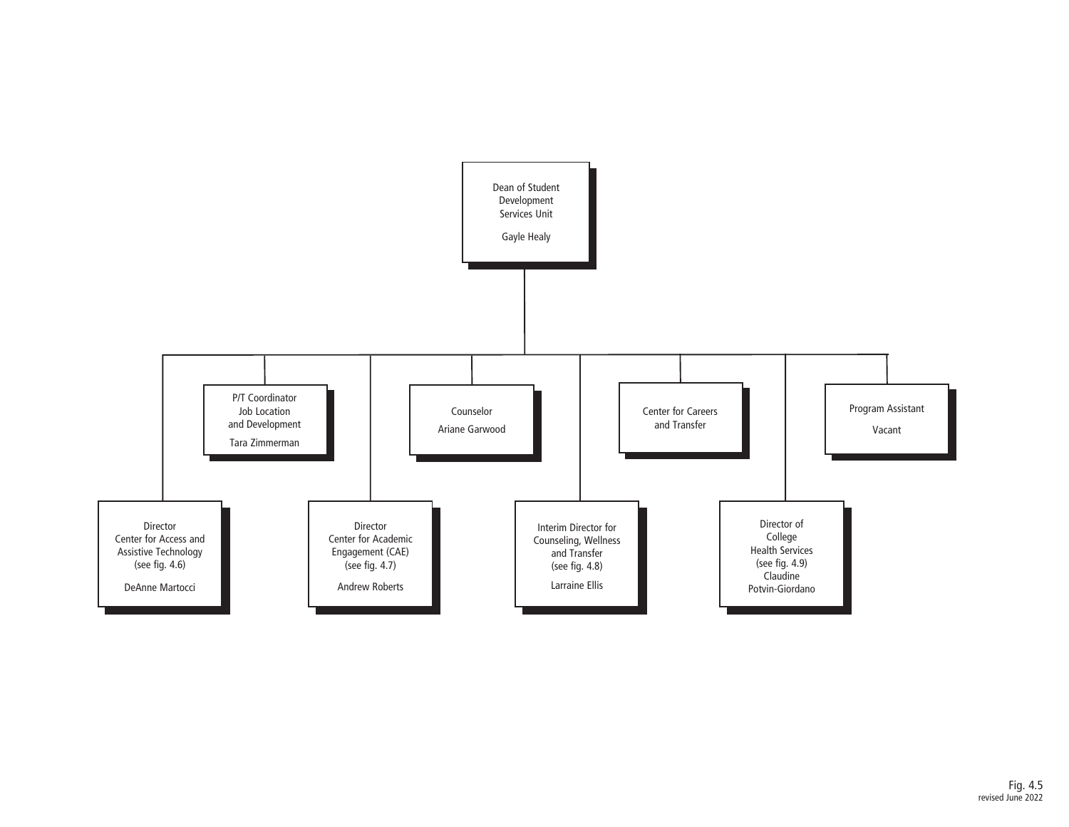Dean of Student Development Services Unit

Gayle Healy

- P/T Coordinator Job Location and Development
  Tara Zimmerman
- Counselor
  Ariane Garwood
- Center for Careers and Transfer
- Program Assistant
  Vacant
- Director Center for Access and Assistive Technology (see fig. 4.6)
  DeAnne Martocci
- Director Center for Academic Engagement (CAE) (see fig. 4.7)
  Andrew Roberts
- Interim Director for Counseling, Wellness and Transfer (see fig. 4.8)
  Larraine Ellis
- Director of College Health Services (see fig. 4.9)
  Claudine Potvin-Giordano

Fig. 4.5
revised June 2022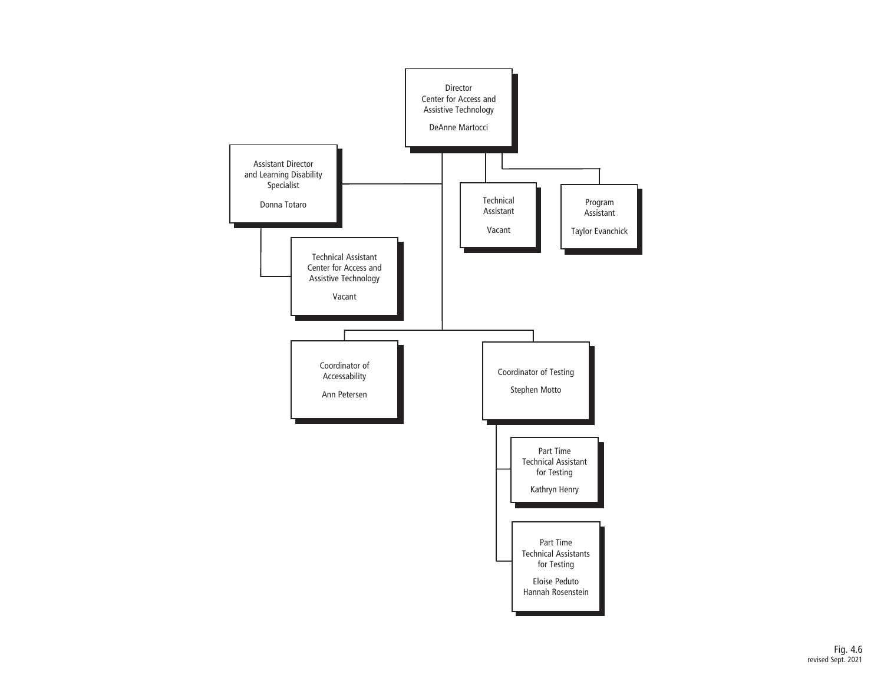Director
Center for Access and
Assistive Technology

DeAnne Martocci

- Assistant Director and Learning Disability Specialist — Donna Totaro
  - Technical Assistant Center for Access and Assistive Technology — Vacant
- Technical Assistant — Vacant
- Program Assistant — Taylor Evanchick
- Coordinator of Accessability — Ann Petersen
- Coordinator of Testing — Stephen Motto
  - Part Time Technical Assistant for Testing — Kathryn Henry
  - Part Time Technical Assistants for Testing — Eloise Peduto, Hannah Rosenstein

Fig. 4.6
revised Sept. 2021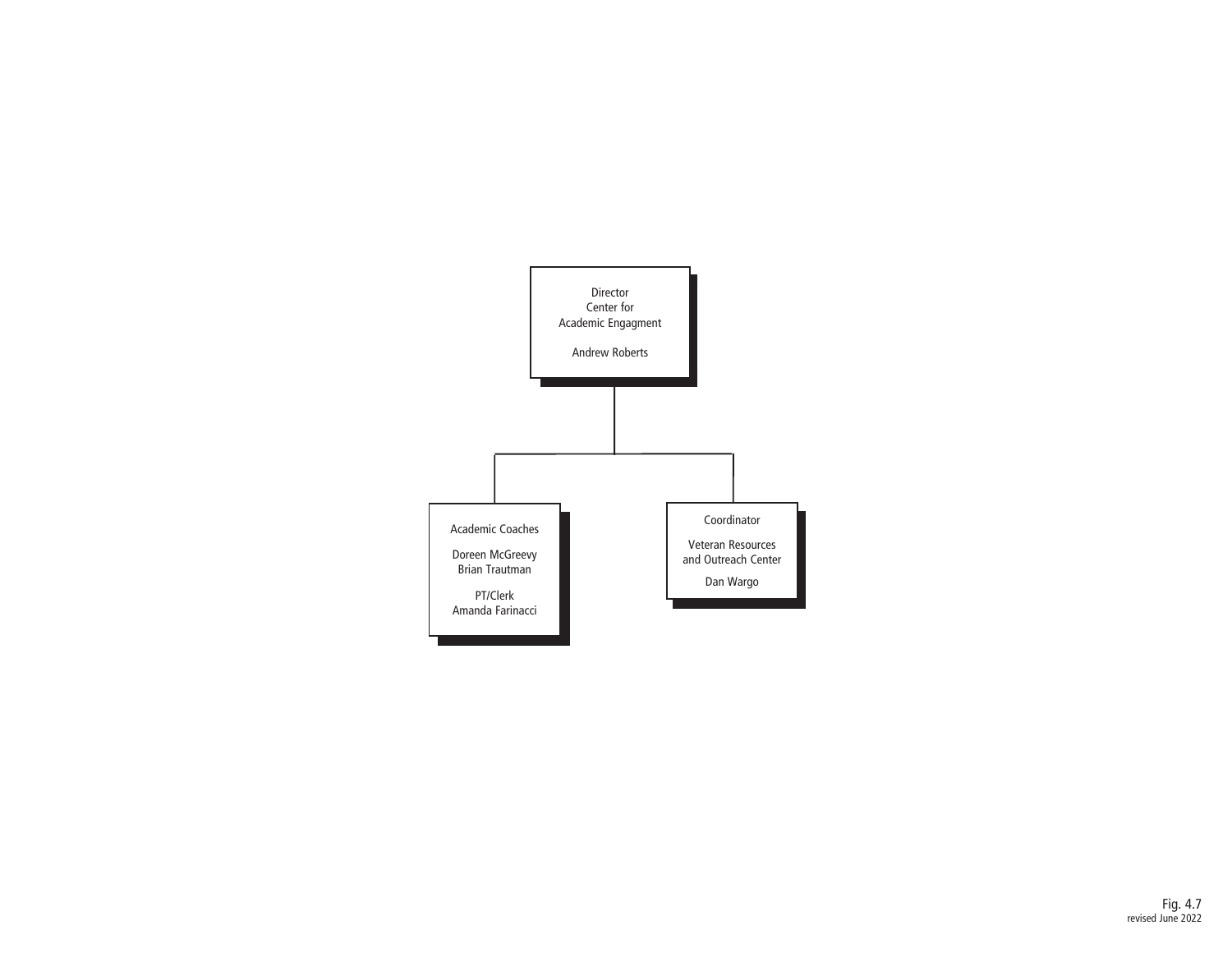- **Director, Center for Academic Engagment** — Andrew Roberts
  - **Academic Coaches** — Doreen McGreevy, Brian Trautman
    - PT/Clerk — Amanda Farinacci
  - **Coordinator, Veteran Resources and Outreach Center** — Dan Wargo

Fig. 4.7
revised June 2022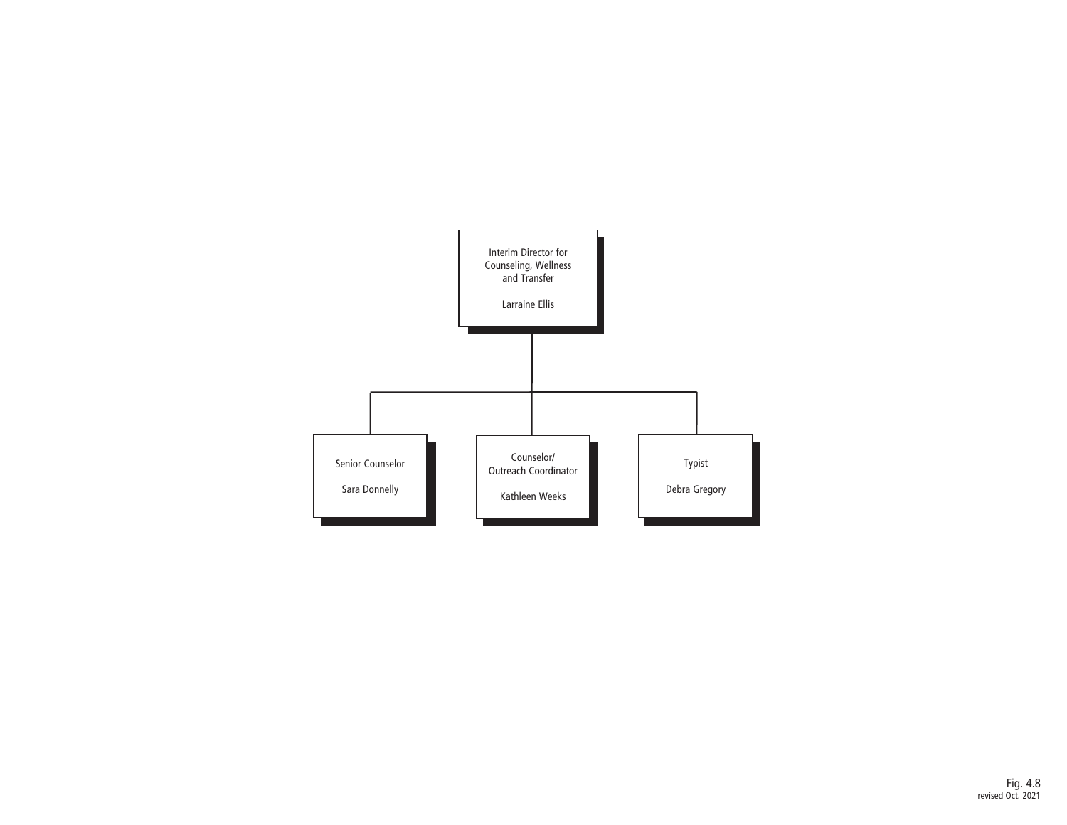Interim Director for Counseling, Wellness and Transfer

Larraine Ellis

- Senior Counselor

  Sara Donnelly

- Counselor/ Outreach Coordinator

  Kathleen Weeks

- Typist

  Debra Gregory

Fig. 4.8
revised Oct. 2021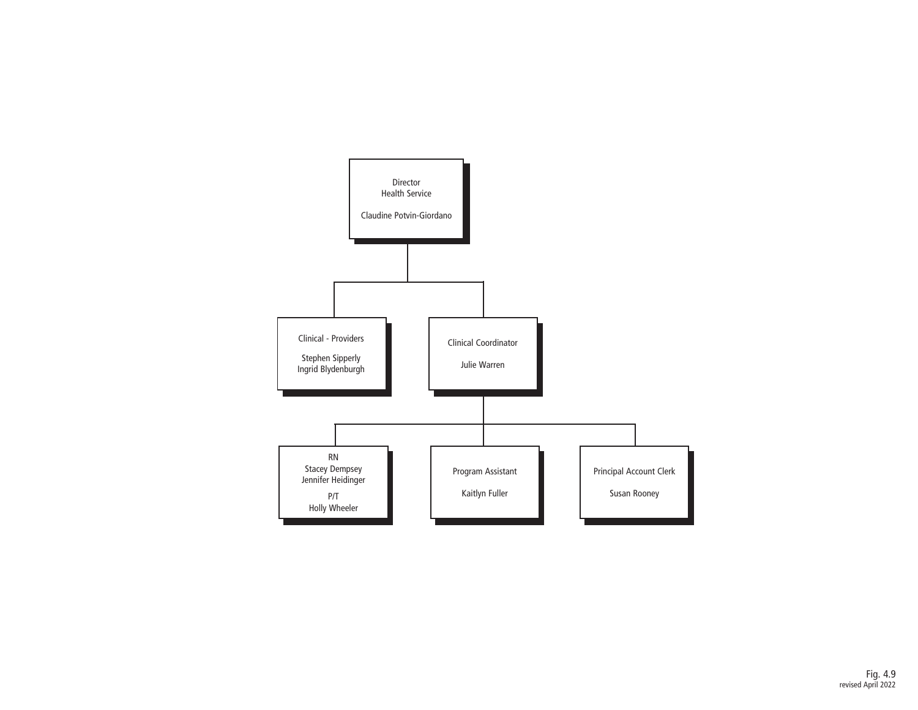Director
Health Service

Claudine Potvin-Giordano

- Clinical - Providers
  - Stephen Sipperly
  - Ingrid Blydenburgh
- Clinical Coordinator
  - Julie Warren
    - RN
      - Stacey Dempsey
      - Jennifer Heidinger
      - P/T
      - Holly Wheeler
    - Program Assistant
      - Kaitlyn Fuller
    - Principal Account Clerk
      - Susan Rooney

Fig. 4.9
revised April 2022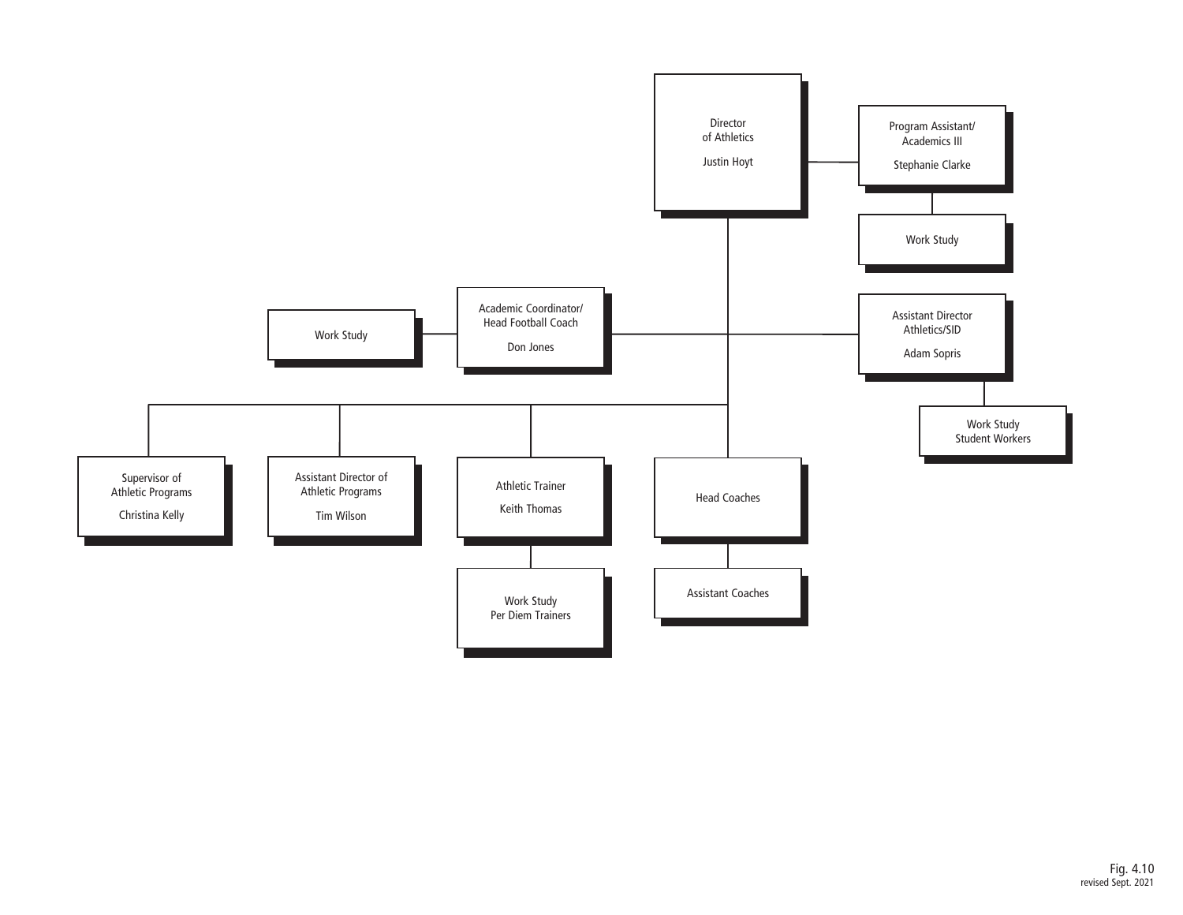Director
of Athletics

Justin Hoyt

Program Assistant/
Academics III

Stephanie Clarke

Work Study

Work Study

Academic Coordinator/
Head Football Coach

Don Jones

Assistant Director
Athletics/SID

Adam Sopris

Work Study
Student Workers

Supervisor of
Athletic Programs

Christina Kelly

Assistant Director of
Athletic Programs

Tim Wilson

Athletic Trainer

Keith Thomas

Head Coaches

Work Study
Per Diem Trainers

Assistant Coaches

Fig. 4.10
revised Sept. 2021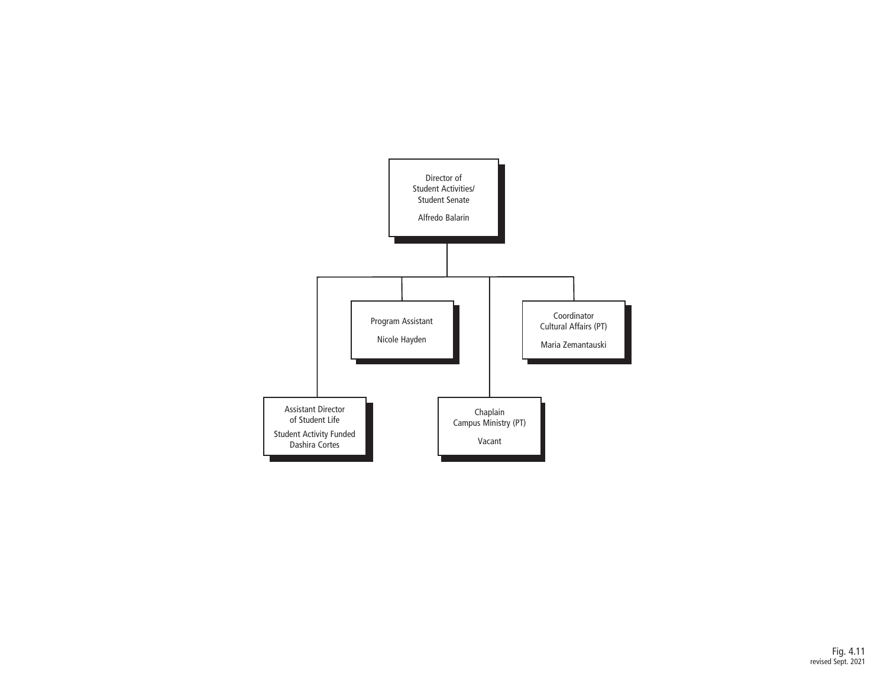Director of
Student Activities/
Student Senate

Alfredo Balarin

- Program Assistant

  Nicole Hayden

- Coordinator
  Cultural Affairs (PT)

  Maria Zemantauski

- Assistant Director
  of Student Life

  Student Activity Funded
  Dashira Cortes

- Chaplain
  Campus Ministry (PT)

  Vacant

Fig. 4.11
revised Sept. 2021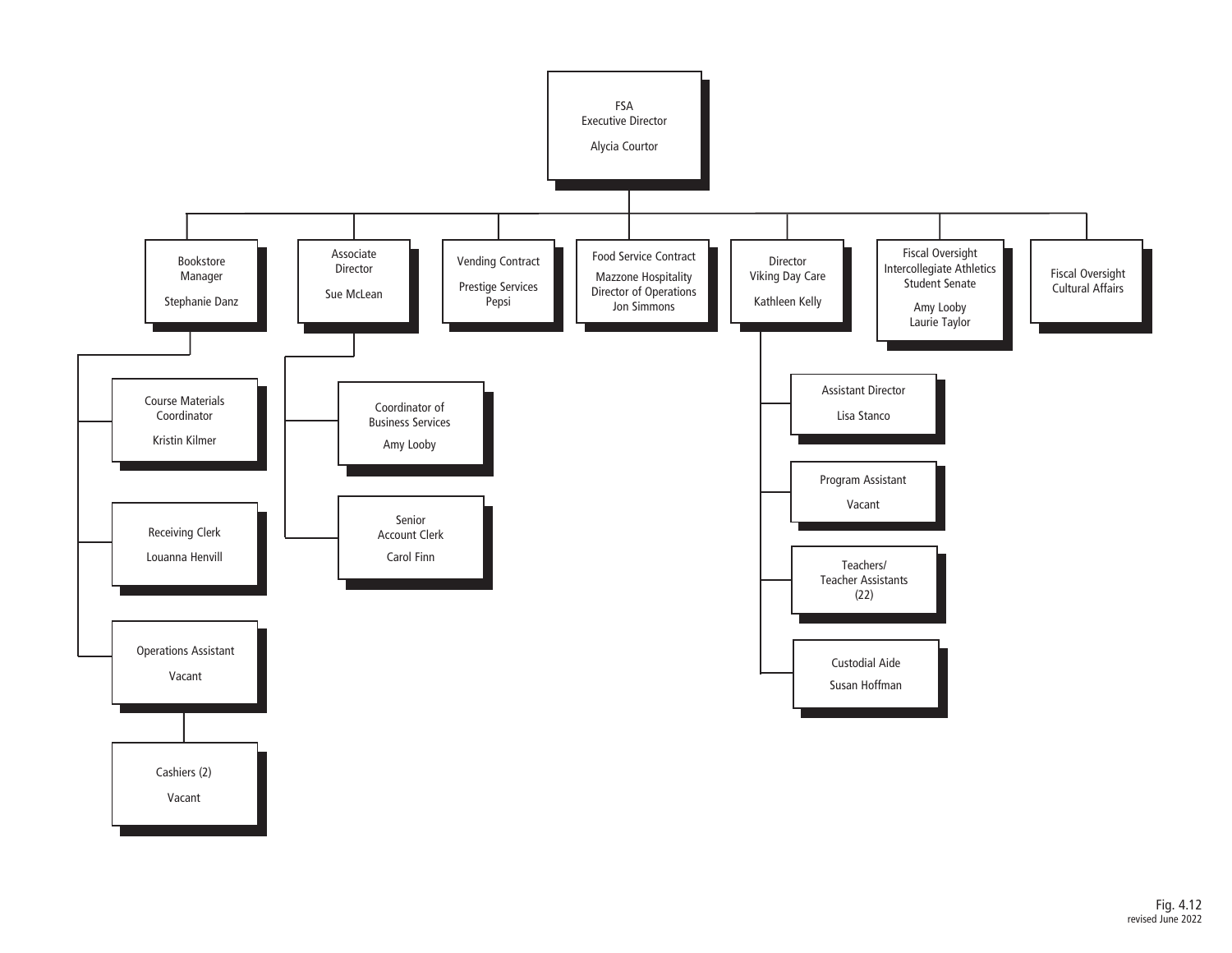- **FSA Executive Director** — Alycia Courtor
  - **Bookstore Manager** — Stephanie Danz
    - Course Materials Coordinator — Kristin Kilmer
    - Receiving Clerk — Louanna Henvill
    - Operations Assistant — Vacant
      - Cashiers (2) — Vacant
  - **Associate Director** — Sue McLean
    - Coordinator of Business Services — Amy Looby
    - Senior Account Clerk — Carol Finn
  - **Vending Contract** — Prestige Services, Pepsi
  - **Food Service Contract** — Mazzone Hospitality, Director of Operations, Jon Simmons
  - **Director Viking Day Care** — Kathleen Kelly
    - Assistant Director — Lisa Stanco
    - Program Assistant — Vacant
    - Teachers/Teacher Assistants (22)
    - Custodial Aide — Susan Hoffman
  - **Fiscal Oversight Intercollegiate Athletics Student Senate** — Amy Looby, Laurie Taylor
  - **Fiscal Oversight Cultural Affairs**

Fig. 4.12
revised June 2022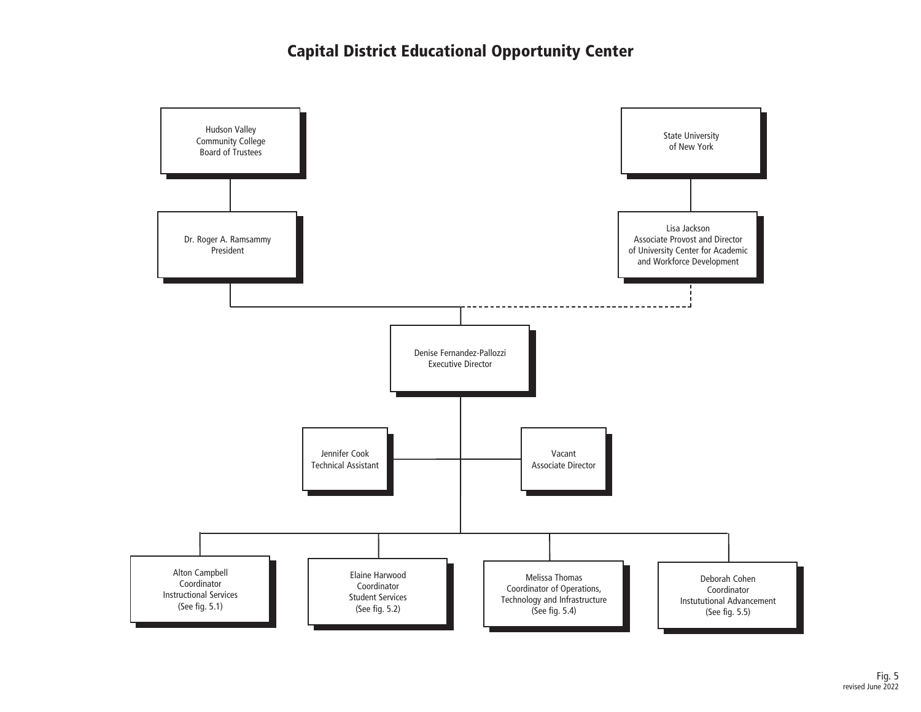# Capital District Educational Opportunity Center

Hudson Valley
Community College
Board of Trustees

State University
of New York

Dr. Roger A. Ramsammy
President

Lisa Jackson
Associate Provost and Director
of University Center for Academic
and Workforce Development

Denise Fernandez-Pallozzi
Executive Director

Jennifer Cook
Technical Assistant

Vacant
Associate Director

Alton Campbell
Coordinator
Instructional Services
(See fig. 5.1)

Elaine Harwood
Coordinator
Student Services
(See fig. 5.2)

Melissa Thomas
Coordinator of Operations,
Technology and Infrastructure
(See fig. 5.4)

Deborah Cohen
Coordinator
Instututional Advancement
(See fig. 5.5)

Fig. 5
revised June 2022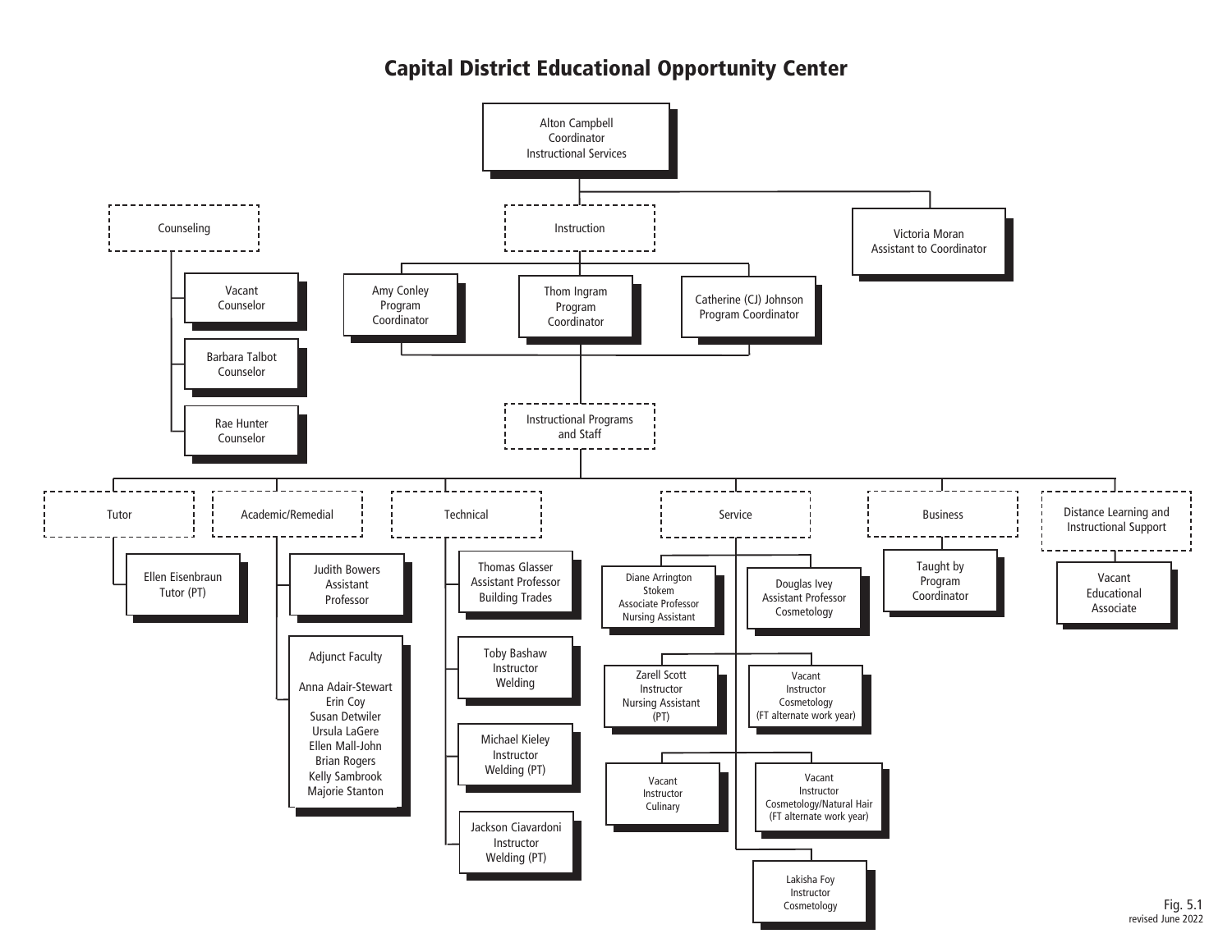# Capital District Educational Opportunity Center

- **Alton Campbell**, Coordinator, Instructional Services
  - **Victoria Moran**, Assistant to Coordinator
  - **Counseling**
    - Vacant, Counselor
    - Barbara Talbot, Counselor
    - Rae Hunter, Counselor
  - **Instruction**
    - Amy Conley, Program Coordinator
    - Thom Ingram, Program Coordinator
    - Catherine (CJ) Johnson, Program Coordinator
    - **Instructional Programs and Staff**
      - **Tutor**
        - Ellen Eisenbraun, Tutor (PT)
      - **Academic/Remedial**
        - Judith Bowers, Assistant Professor
        - Adjunct Faculty
          - Anna Adair-Stewart
          - Erin Coy
          - Susan Detwiler
          - Ursula LaGere
          - Ellen Mall-John
          - Brian Rogers
          - Kelly Sambrook
          - Majorie Stanton
      - **Technical**
        - Thomas Glasser, Assistant Professor, Building Trades
        - Toby Bashaw, Instructor, Welding
        - Michael Kieley, Instructor, Welding (PT)
        - Jackson Ciavardoni, Instructor, Welding (PT)
      - **Service**
        - Diane Arrington Stokem, Associate Professor, Nursing Assistant
        - Douglas Ivey, Assistant Professor, Cosmetology
        - Zarell Scott, Instructor, Nursing Assistant (PT)
        - Vacant, Instructor, Cosmetology (FT alternate work year)
        - Vacant, Instructor, Culinary
        - Vacant, Instructor, Cosmetology/Natural Hair (FT alternate work year)
        - Lakisha Foy, Instructor, Cosmetology
      - **Business**
        - Taught by Program Coordinator
      - **Distance Learning and Instructional Support**
        - Vacant, Educational Associate

Fig. 5.1
revised June 2022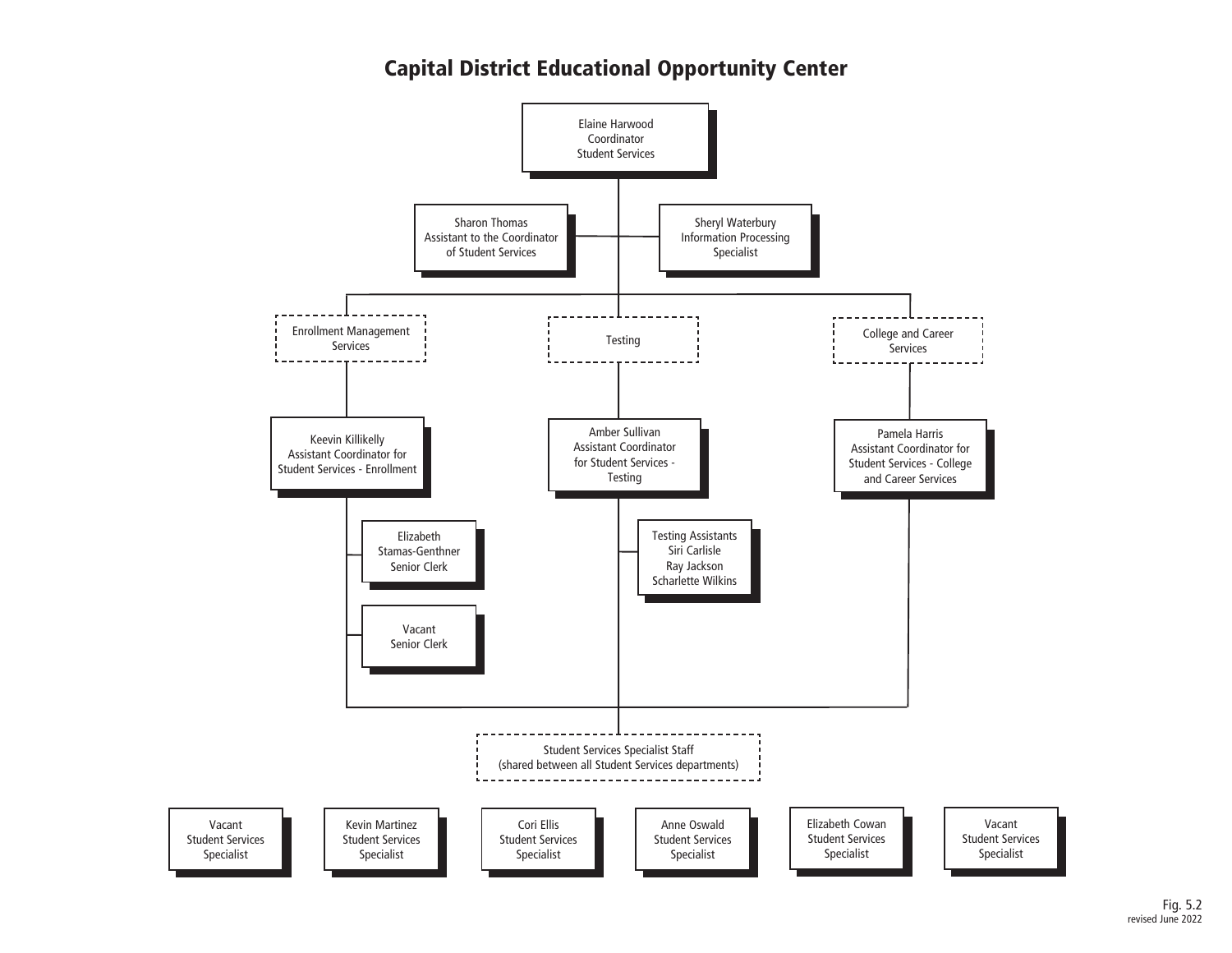# Capital District Educational Opportunity Center

- **Elaine Harwood**, Coordinator, Student Services
  - Sharon Thomas, Assistant to the Coordinator of Student Services
  - Sheryl Waterbury, Information Processing Specialist
  - *Enrollment Management Services*
    - Keevin Killikelly, Assistant Coordinator for Student Services - Enrollment
      - Elizabeth Stamas-Genthner, Senior Clerk
      - Vacant, Senior Clerk
  - *Testing*
    - Amber Sullivan, Assistant Coordinator for Student Services - Testing
      - Testing Assistants: Siri Carlisle, Ray Jackson, Scharlette Wilkins
  - *College and Career Services*
    - Pamela Harris, Assistant Coordinator for Student Services - College and Career Services
  - *Student Services Specialist Staff (shared between all Student Services departments)*
    - Vacant, Student Services Specialist
    - Kevin Martinez, Student Services Specialist
    - Cori Ellis, Student Services Specialist
    - Anne Oswald, Student Services Specialist
    - Elizabeth Cowan, Student Services Specialist
    - Vacant, Student Services Specialist

Fig. 5.2
revised June 2022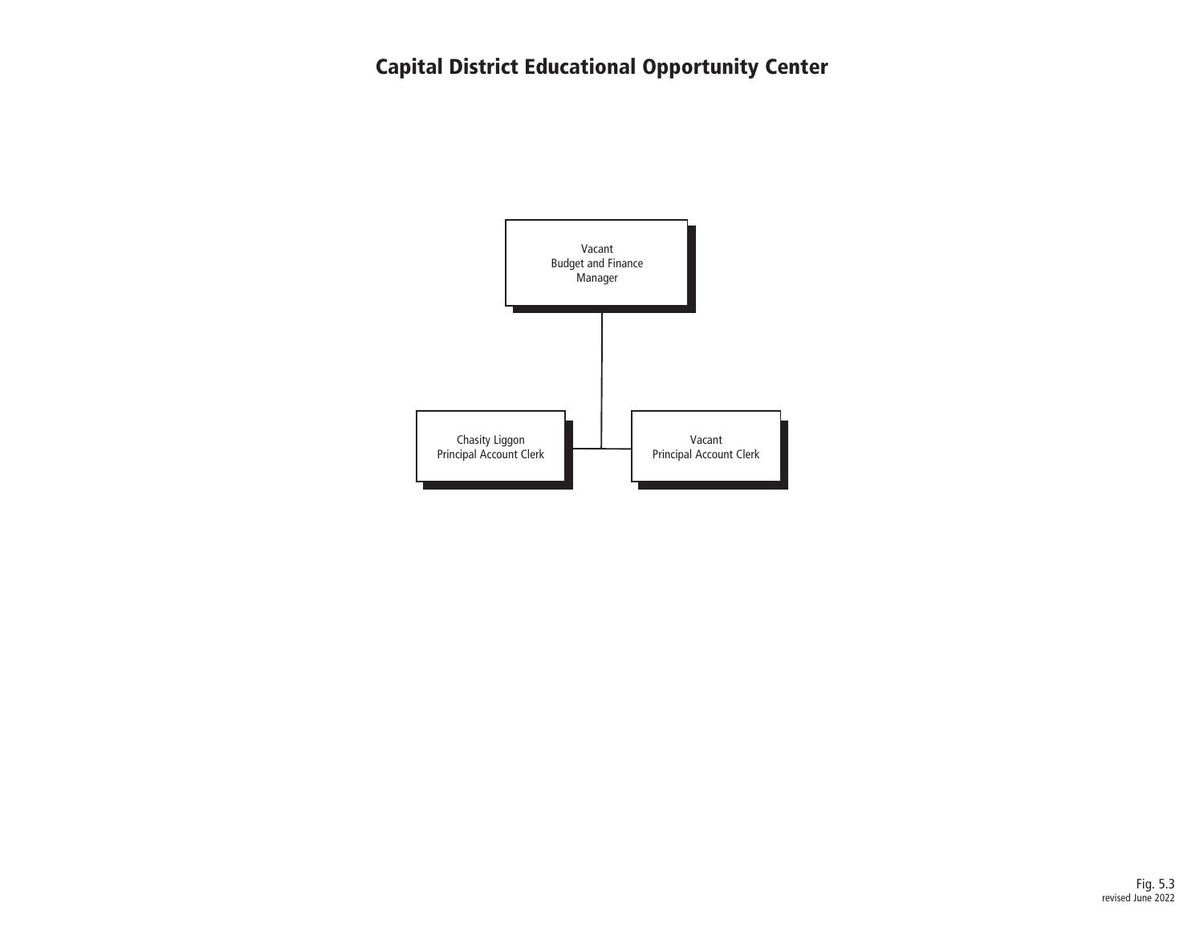# Capital District Educational Opportunity Center

Vacant
Budget and Finance
Manager

Chasity Liggon
Principal Account Clerk

Vacant
Principal Account Clerk

Fig. 5.3
revised June 2022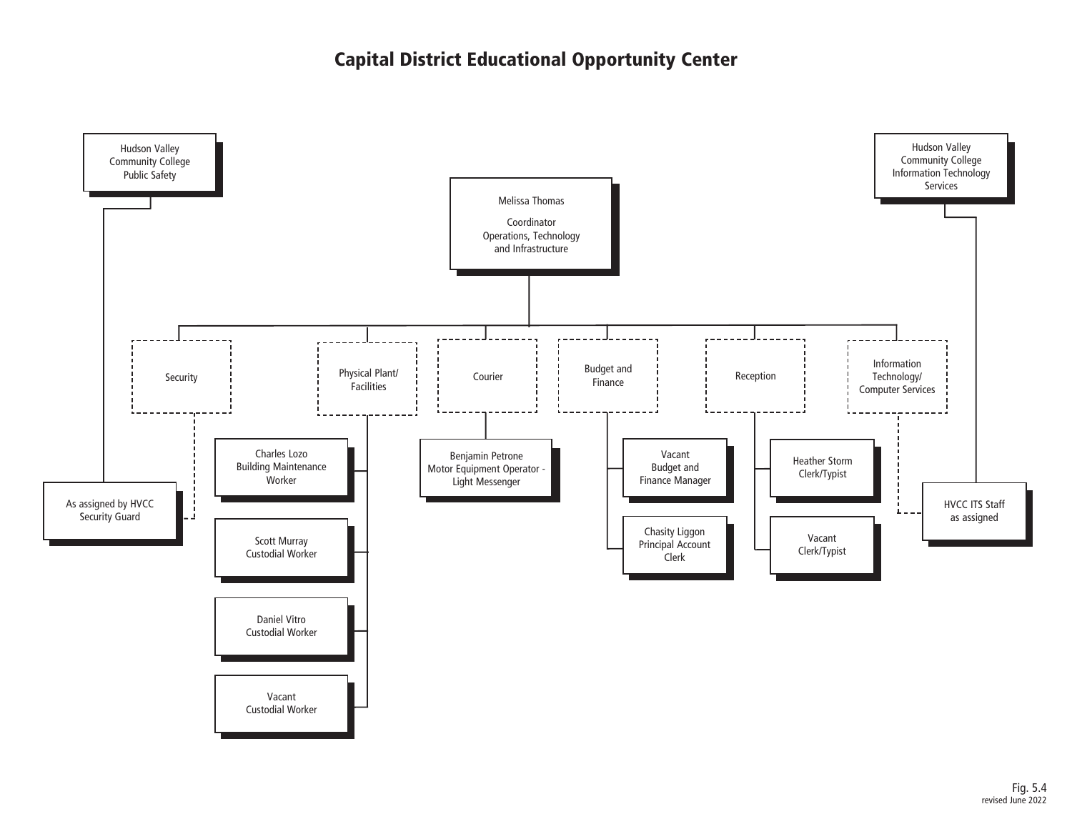# Capital District Educational Opportunity Center

- **Melissa Thomas** — Coordinator, Operations, Technology and Infrastructure
  - Security
    - As assigned by HVCC Security Guard
  - Physical Plant/Facilities
    - Charles Lozo — Building Maintenance Worker
    - Scott Murray — Custodial Worker
    - Daniel Vitro — Custodial Worker
    - Vacant — Custodial Worker
  - Courier
    - Benjamin Petrone — Motor Equipment Operator - Light Messenger
  - Budget and Finance
    - Vacant — Budget and Finance Manager
    - Chasity Liggon — Principal Account Clerk
  - Reception
    - Heather Storm — Clerk/Typist
    - Vacant — Clerk/Typist
  - Information Technology/Computer Services
    - HVCC ITS Staff as assigned

- **Hudson Valley Community College Public Safety**
  - As assigned by HVCC Security Guard

- **Hudson Valley Community College Information Technology Services**
  - HVCC ITS Staff as assigned

Fig. 5.4
revised June 2022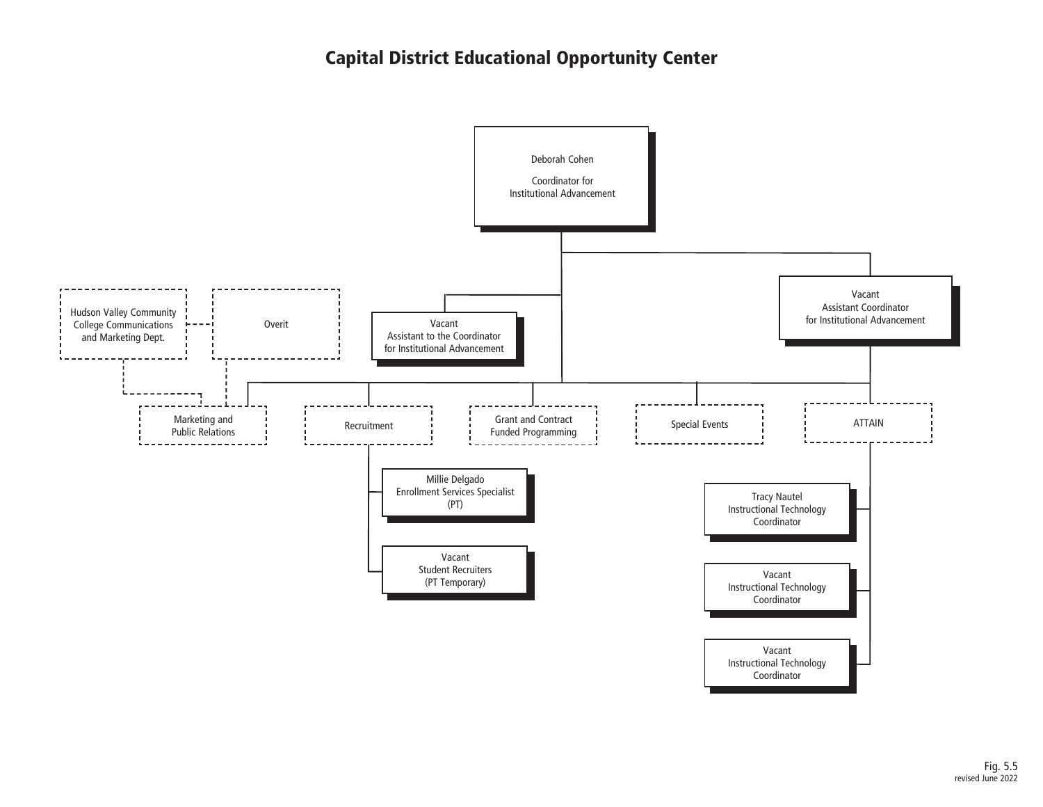# Capital District Educational Opportunity Center

Deborah Cohen

Coordinator for Institutional Advancement

Vacant
Assistant to the Coordinator for Institutional Advancement

Vacant
Assistant Coordinator for Institutional Advancement

Hudson Valley Community College Communications and Marketing Dept.

Overit

Marketing and Public Relations

Recruitment

Grant and Contract Funded Programming

Special Events

ATTAIN

Millie Delgado
Enrollment Services Specialist (PT)

Vacant
Student Recruiters (PT Temporary)

Tracy Nautel
Instructional Technology Coordinator

Vacant
Instructional Technology Coordinator

Vacant
Instructional Technology Coordinator

Fig. 5.5
revised June 2022